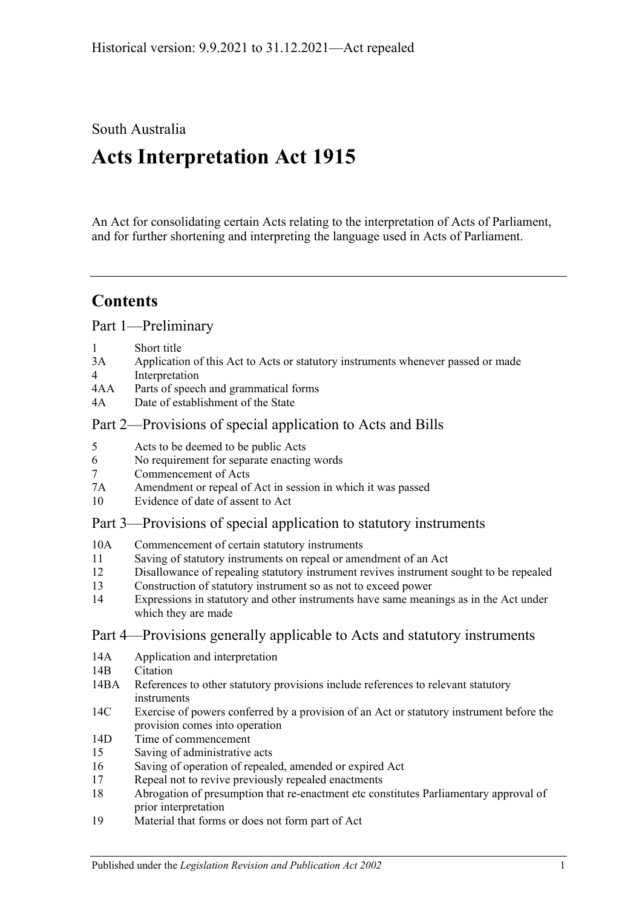South Australia

# Acts Interpretation Act 1915

An Act for consolidating certain Acts relating to the interpretation of Acts of Parliament, and for further shortening and interpreting the language used in Acts of Parliament.

## Contents

### Part 1—Preliminary

- 1 Short title
- 3A Application of this Act to Acts or statutory instruments whenever passed or made
- 4 Interpretation
- 4AA Parts of speech and grammatical forms
- 4A Date of establishment of the State

### Part 2—Provisions of special application to Acts and Bills

- 5 Acts to be deemed to be public Acts
- 6 No requirement for separate enacting words
- 7 Commencement of Acts
- 7A Amendment or repeal of Act in session in which it was passed
- 10 Evidence of date of assent to Act

### Part 3—Provisions of special application to statutory instruments

- 10A Commencement of certain statutory instruments
- 11 Saving of statutory instruments on repeal or amendment of an Act
- 12 Disallowance of repealing statutory instrument revives instrument sought to be repealed
- 13 Construction of statutory instrument so as not to exceed power
- 14 Expressions in statutory and other instruments have same meanings as in the Act under which they are made

### Part 4—Provisions generally applicable to Acts and statutory instruments

- 14A Application and interpretation
- 14B Citation
- 14BA References to other statutory provisions include references to relevant statutory instruments
- 14C Exercise of powers conferred by a provision of an Act or statutory instrument before the provision comes into operation
- 14D Time of commencement
- 15 Saving of administrative acts
- 16 Saving of operation of repealed, amended or expired Act
- 17 Repeal not to revive previously repealed enactments
- 18 Abrogation of presumption that re-enactment etc constitutes Parliamentary approval of prior interpretation
- 19 Material that forms or does not form part of Act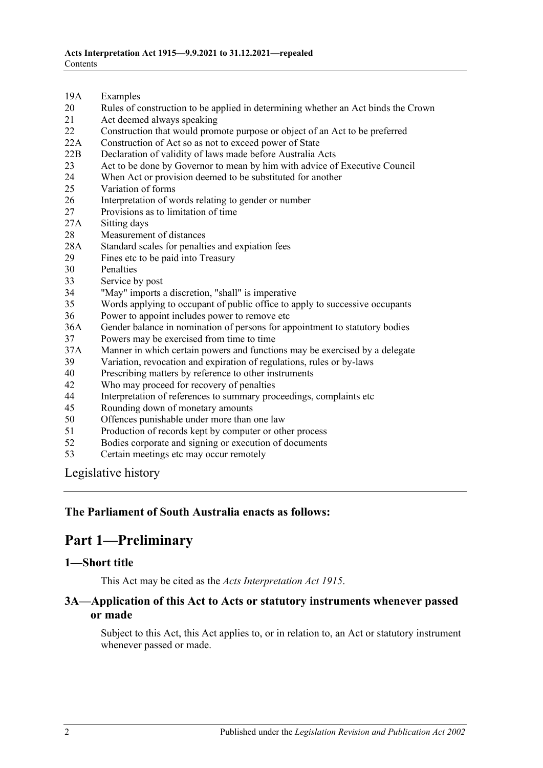19A Examples
20 Rules of construction to be applied in determining whether an Act binds the Crown
21 Act deemed always speaking
22 Construction that would promote purpose or object of an Act to be preferred
22A Construction of Act so as not to exceed power of State
22B Declaration of validity of laws made before Australia Acts
23 Act to be done by Governor to mean by him with advice of Executive Council
24 When Act or provision deemed to be substituted for another
25 Variation of forms
26 Interpretation of words relating to gender or number
27 Provisions as to limitation of time
27A Sitting days
28 Measurement of distances
28A Standard scales for penalties and expiation fees
29 Fines etc to be paid into Treasury
30 Penalties
33 Service by post
34 "May" imports a discretion, "shall" is imperative
35 Words applying to occupant of public office to apply to successive occupants
36 Power to appoint includes power to remove etc
36A Gender balance in nomination of persons for appointment to statutory bodies
37 Powers may be exercised from time to time
37A Manner in which certain powers and functions may be exercised by a delegate
39 Variation, revocation and expiration of regulations, rules or by-laws
40 Prescribing matters by reference to other instruments
42 Who may proceed for recovery of penalties
44 Interpretation of references to summary proceedings, complaints etc
45 Rounding down of monetary amounts
50 Offences punishable under more than one law
51 Production of records kept by computer or other process
52 Bodies corporate and signing or execution of documents
53 Certain meetings etc may occur remotely

Legislative history

**The Parliament of South Australia enacts as follows:**

# Part 1—Preliminary

## 1—Short title

This Act may be cited as the *Acts Interpretation Act 1915*.

## 3A—Application of this Act to Acts or statutory instruments whenever passed or made

Subject to this Act, this Act applies to, or in relation to, an Act or statutory instrument whenever passed or made.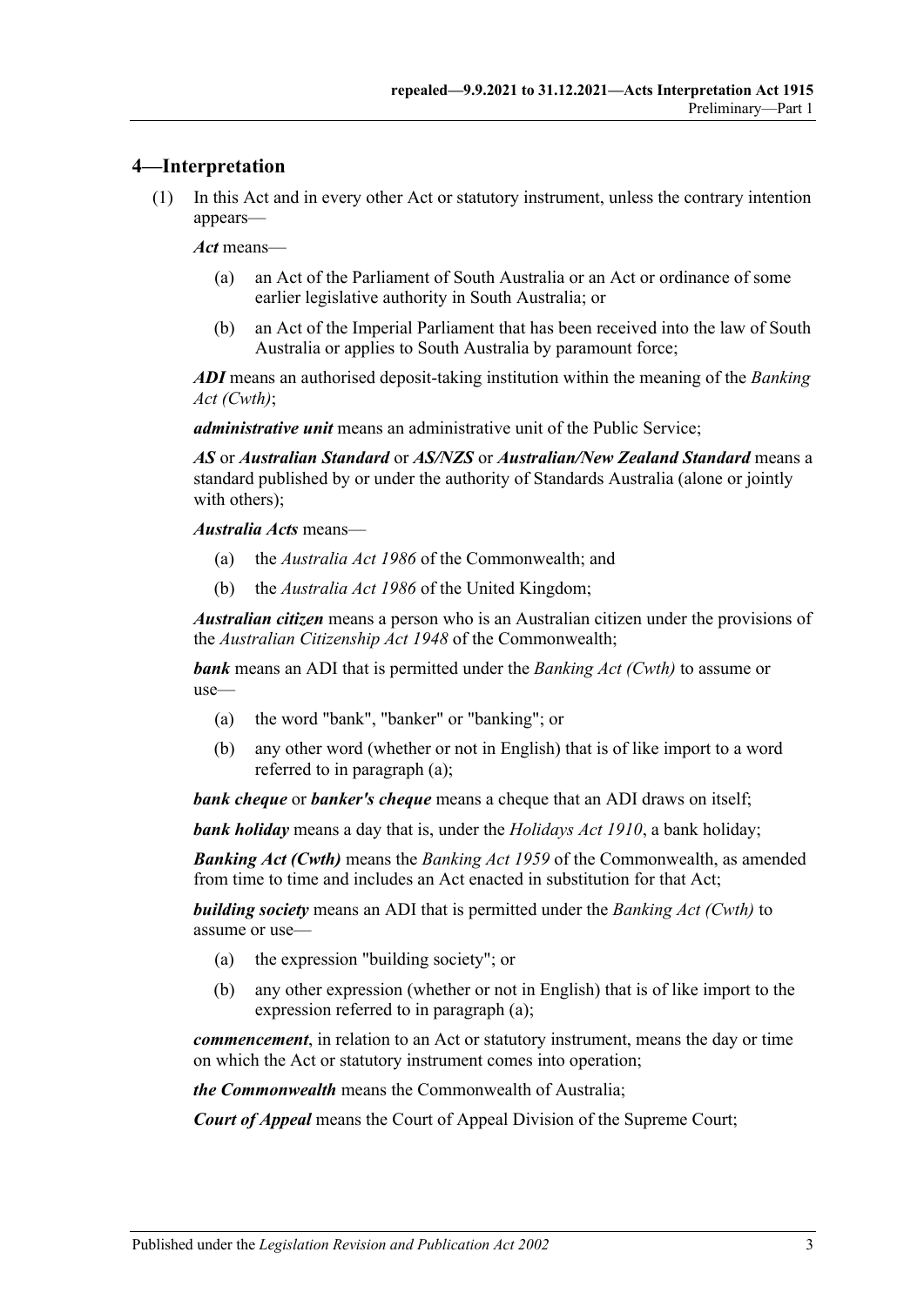## 4—Interpretation

(1) In this Act and in every other Act or statutory instrument, unless the contrary intention appears—

***Act*** means—

- (a) an Act of the Parliament of South Australia or an Act or ordinance of some earlier legislative authority in South Australia; or
- (b) an Act of the Imperial Parliament that has been received into the law of South Australia or applies to South Australia by paramount force;

***ADI*** means an authorised deposit-taking institution within the meaning of the *Banking Act (Cwth)*;

***administrative unit*** means an administrative unit of the Public Service;

***AS*** or ***Australian Standard*** or ***AS/NZS*** or ***Australian/New Zealand Standard*** means a standard published by or under the authority of Standards Australia (alone or jointly with others);

***Australia Acts*** means—

- (a) the *Australia Act 1986* of the Commonwealth; and
- (b) the *Australia Act 1986* of the United Kingdom;

***Australian citizen*** means a person who is an Australian citizen under the provisions of the *Australian Citizenship Act 1948* of the Commonwealth;

***bank*** means an ADI that is permitted under the *Banking Act (Cwth)* to assume or use—

- (a) the word "bank", "banker" or "banking"; or
- (b) any other word (whether or not in English) that is of like import to a word referred to in paragraph (a);

***bank cheque*** or ***banker's cheque*** means a cheque that an ADI draws on itself;

***bank holiday*** means a day that is, under the *Holidays Act 1910*, a bank holiday;

***Banking Act (Cwth)*** means the *Banking Act 1959* of the Commonwealth, as amended from time to time and includes an Act enacted in substitution for that Act;

***building society*** means an ADI that is permitted under the *Banking Act (Cwth)* to assume or use—

- (a) the expression "building society"; or
- (b) any other expression (whether or not in English) that is of like import to the expression referred to in paragraph (a);

***commencement***, in relation to an Act or statutory instrument, means the day or time on which the Act or statutory instrument comes into operation;

***the Commonwealth*** means the Commonwealth of Australia;

***Court of Appeal*** means the Court of Appeal Division of the Supreme Court;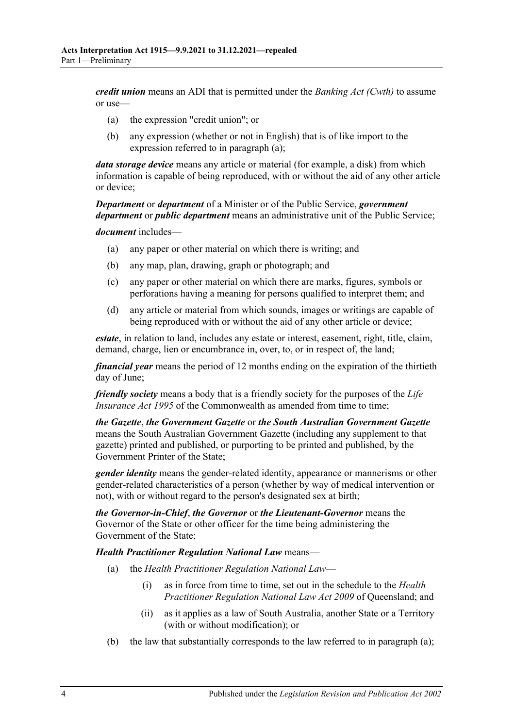***credit union*** means an ADI that is permitted under the *Banking Act (Cwth)* to assume or use—

- (a) the expression "credit union"; or
- (b) any expression (whether or not in English) that is of like import to the expression referred to in paragraph (a);

***data storage device*** means any article or material (for example, a disk) from which information is capable of being reproduced, with or without the aid of any other article or device;

***Department*** or ***department*** of a Minister or of the Public Service, ***government department*** or ***public department*** means an administrative unit of the Public Service;

***document*** includes—

- (a) any paper or other material on which there is writing; and
- (b) any map, plan, drawing, graph or photograph; and
- (c) any paper or other material on which there are marks, figures, symbols or perforations having a meaning for persons qualified to interpret them; and
- (d) any article or material from which sounds, images or writings are capable of being reproduced with or without the aid of any other article or device;

***estate***, in relation to land, includes any estate or interest, easement, right, title, claim, demand, charge, lien or encumbrance in, over, to, or in respect of, the land;

***financial year*** means the period of 12 months ending on the expiration of the thirtieth day of June;

***friendly society*** means a body that is a friendly society for the purposes of the *Life Insurance Act 1995* of the Commonwealth as amended from time to time;

***the Gazette***, ***the Government Gazette*** or ***the South Australian Government Gazette*** means the South Australian Government Gazette (including any supplement to that gazette) printed and published, or purporting to be printed and published, by the Government Printer of the State;

***gender identity*** means the gender-related identity, appearance or mannerisms or other gender-related characteristics of a person (whether by way of medical intervention or not), with or without regard to the person's designated sex at birth;

***the Governor-in-Chief***, ***the Governor*** or ***the Lieutenant-Governor*** means the Governor of the State or other officer for the time being administering the Government of the State;

***Health Practitioner Regulation National Law*** means—

- (a) the *Health Practitioner Regulation National Law*—
  - (i) as in force from time to time, set out in the schedule to the *Health Practitioner Regulation National Law Act 2009* of Queensland; and
  - (ii) as it applies as a law of South Australia, another State or a Territory (with or without modification); or
- (b) the law that substantially corresponds to the law referred to in paragraph (a);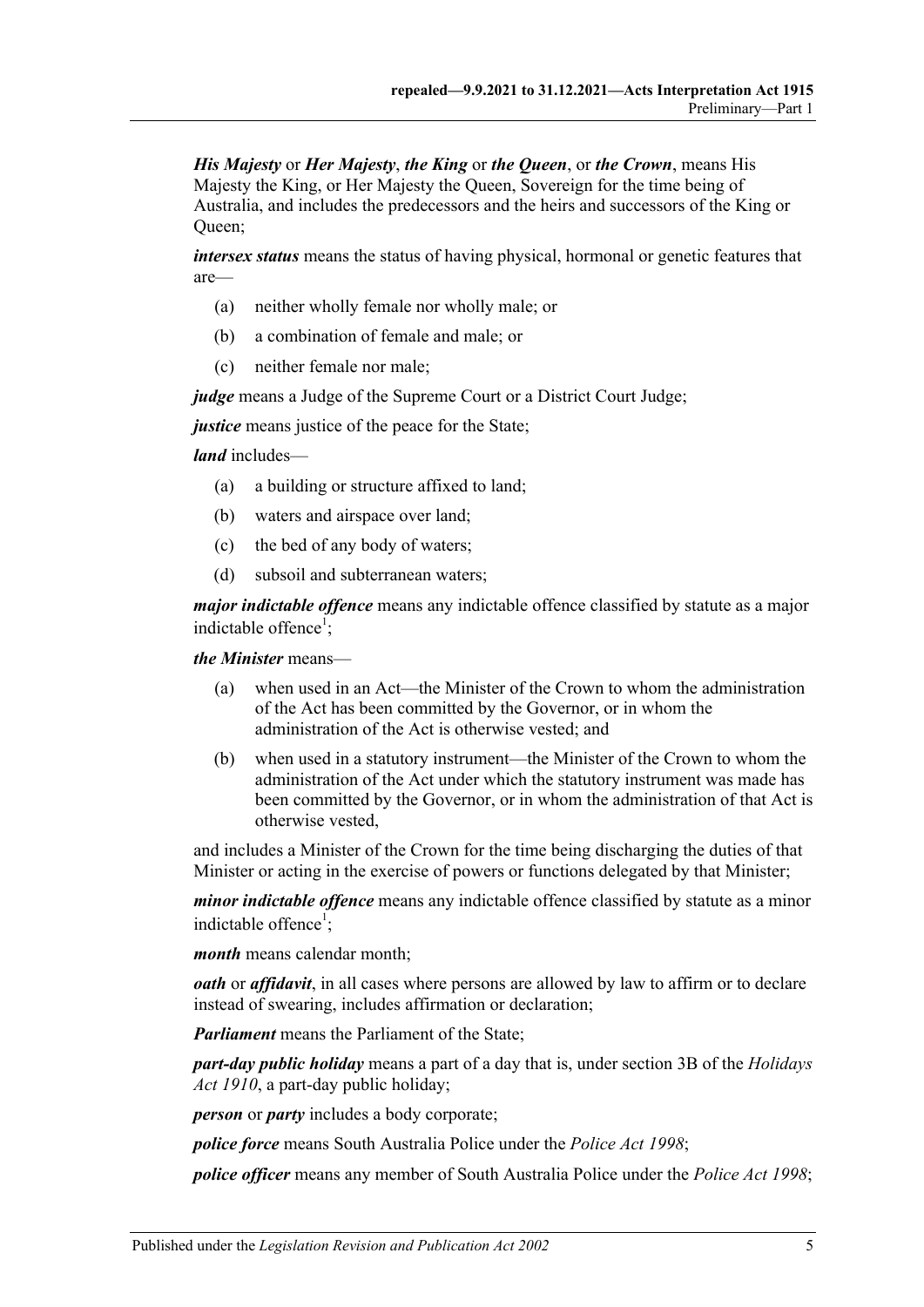***His Majesty*** or ***Her Majesty***, ***the King*** or ***the Queen***, or ***the Crown***, means His Majesty the King, or Her Majesty the Queen, Sovereign for the time being of Australia, and includes the predecessors and the heirs and successors of the King or Queen;

***intersex status*** means the status of having physical, hormonal or genetic features that are—

- (a) neither wholly female nor wholly male; or
- (b) a combination of female and male; or
- (c) neither female nor male;

***judge*** means a Judge of the Supreme Court or a District Court Judge;

***justice*** means justice of the peace for the State;

***land*** includes—

- (a) a building or structure affixed to land;
- (b) waters and airspace over land;
- (c) the bed of any body of waters;
- (d) subsoil and subterranean waters;

***major indictable offence*** means any indictable offence classified by statute as a major indictable offence[1];

***the Minister*** means—

- (a) when used in an Act—the Minister of the Crown to whom the administration of the Act has been committed by the Governor, or in whom the administration of the Act is otherwise vested; and
- (b) when used in a statutory instrument—the Minister of the Crown to whom the administration of the Act under which the statutory instrument was made has been committed by the Governor, or in whom the administration of that Act is otherwise vested,

and includes a Minister of the Crown for the time being discharging the duties of that Minister or acting in the exercise of powers or functions delegated by that Minister;

***minor indictable offence*** means any indictable offence classified by statute as a minor indictable offence[1];

***month*** means calendar month;

***oath*** or ***affidavit***, in all cases where persons are allowed by law to affirm or to declare instead of swearing, includes affirmation or declaration;

***Parliament*** means the Parliament of the State;

***part-day public holiday*** means a part of a day that is, under section 3B of the *Holidays Act 1910*, a part-day public holiday;

***person*** or ***party*** includes a body corporate;

***police force*** means South Australia Police under the *Police Act 1998*;

***police officer*** means any member of South Australia Police under the *Police Act 1998*;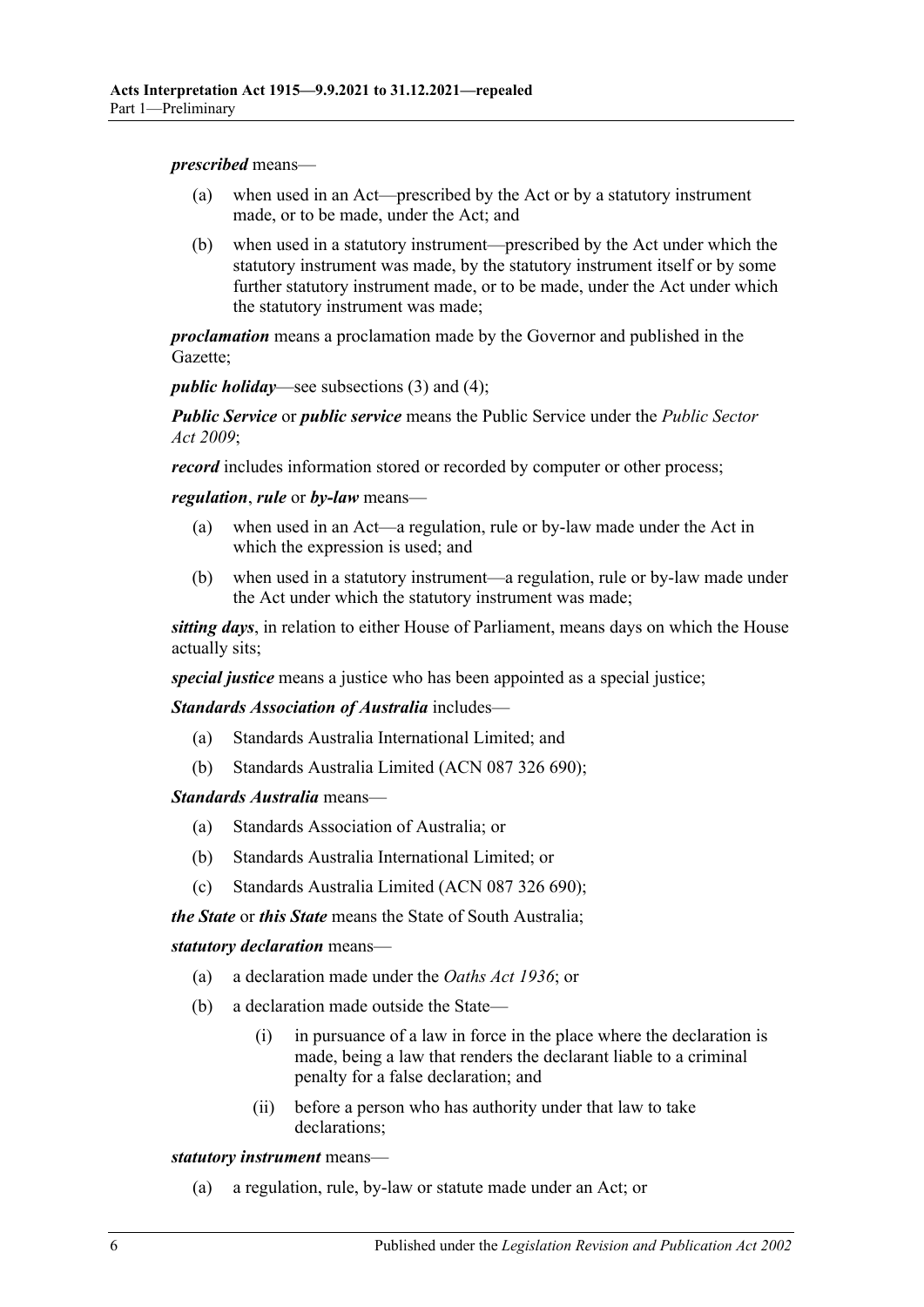***prescribed*** means—

- (a) when used in an Act—prescribed by the Act or by a statutory instrument made, or to be made, under the Act; and
- (b) when used in a statutory instrument—prescribed by the Act under which the statutory instrument was made, by the statutory instrument itself or by some further statutory instrument made, or to be made, under the Act under which the statutory instrument was made;

***proclamation*** means a proclamation made by the Governor and published in the Gazette;

***public holiday***—see subsections (3) and (4);

***Public Service*** or ***public service*** means the Public Service under the *Public Sector Act 2009*;

***record*** includes information stored or recorded by computer or other process;

***regulation***, ***rule*** or ***by-law*** means—

- (a) when used in an Act—a regulation, rule or by-law made under the Act in which the expression is used; and
- (b) when used in a statutory instrument—a regulation, rule or by-law made under the Act under which the statutory instrument was made;

***sitting days***, in relation to either House of Parliament, means days on which the House actually sits;

***special justice*** means a justice who has been appointed as a special justice;

***Standards Association of Australia*** includes—

- (a) Standards Australia International Limited; and
- (b) Standards Australia Limited (ACN 087 326 690);

***Standards Australia*** means—

- (a) Standards Association of Australia; or
- (b) Standards Australia International Limited; or
- (c) Standards Australia Limited (ACN 087 326 690);

***the State*** or ***this State*** means the State of South Australia;

***statutory declaration*** means—

- (a) a declaration made under the *Oaths Act 1936*; or
- (b) a declaration made outside the State—
  - (i) in pursuance of a law in force in the place where the declaration is made, being a law that renders the declarant liable to a criminal penalty for a false declaration; and
  - (ii) before a person who has authority under that law to take declarations;

***statutory instrument*** means—

- (a) a regulation, rule, by-law or statute made under an Act; or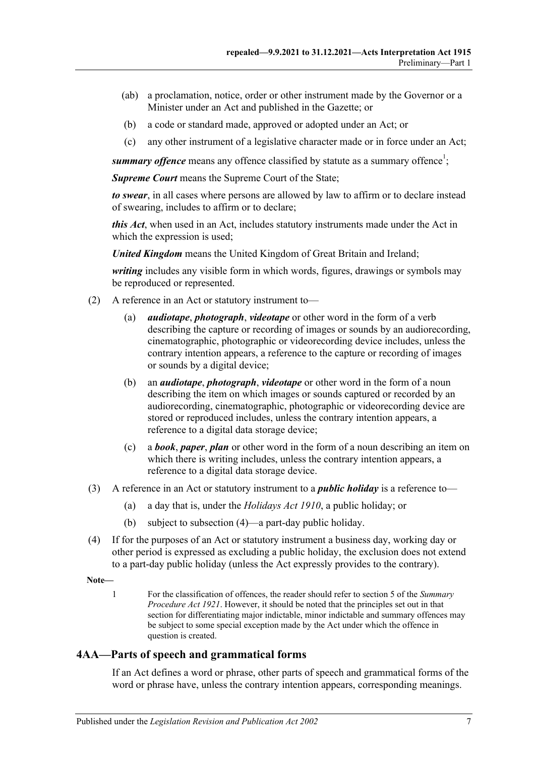(ab) a proclamation, notice, order or other instrument made by the Governor or a Minister under an Act and published in the Gazette; or

(b) a code or standard made, approved or adopted under an Act; or

(c) any other instrument of a legislative character made or in force under an Act;

***summary offence*** means any offence classified by statute as a summary offence[1];

***Supreme Court*** means the Supreme Court of the State;

***to swear***, in all cases where persons are allowed by law to affirm or to declare instead of swearing, includes to affirm or to declare;

***this Act***, when used in an Act, includes statutory instruments made under the Act in which the expression is used;

***United Kingdom*** means the United Kingdom of Great Britain and Ireland;

***writing*** includes any visible form in which words, figures, drawings or symbols may be reproduced or represented.

(2) A reference in an Act or statutory instrument to—

(a) ***audiotape***, ***photograph***, ***videotape*** or other word in the form of a verb describing the capture or recording of images or sounds by an audiorecording, cinematographic, photographic or videorecording device includes, unless the contrary intention appears, a reference to the capture or recording of images or sounds by a digital device;

(b) an ***audiotape***, ***photograph***, ***videotape*** or other word in the form of a noun describing the item on which images or sounds captured or recorded by an audiorecording, cinematographic, photographic or videorecording device are stored or reproduced includes, unless the contrary intention appears, a reference to a digital data storage device;

(c) a ***book***, ***paper***, ***plan*** or other word in the form of a noun describing an item on which there is writing includes, unless the contrary intention appears, a reference to a digital data storage device.

(3) A reference in an Act or statutory instrument to a ***public holiday*** is a reference to—

(a) a day that is, under the *Holidays Act 1910*, a public holiday; or

(b) subject to subsection (4)—a part-day public holiday.

(4) If for the purposes of an Act or statutory instrument a business day, working day or other period is expressed as excluding a public holiday, the exclusion does not extend to a part-day public holiday (unless the Act expressly provides to the contrary).

**Note—**

1 For the classification of offences, the reader should refer to section 5 of the *Summary Procedure Act 1921*. However, it should be noted that the principles set out in that section for differentiating major indictable, minor indictable and summary offences may be subject to some special exception made by the Act under which the offence in question is created.

## 4AA—Parts of speech and grammatical forms

If an Act defines a word or phrase, other parts of speech and grammatical forms of the word or phrase have, unless the contrary intention appears, corresponding meanings.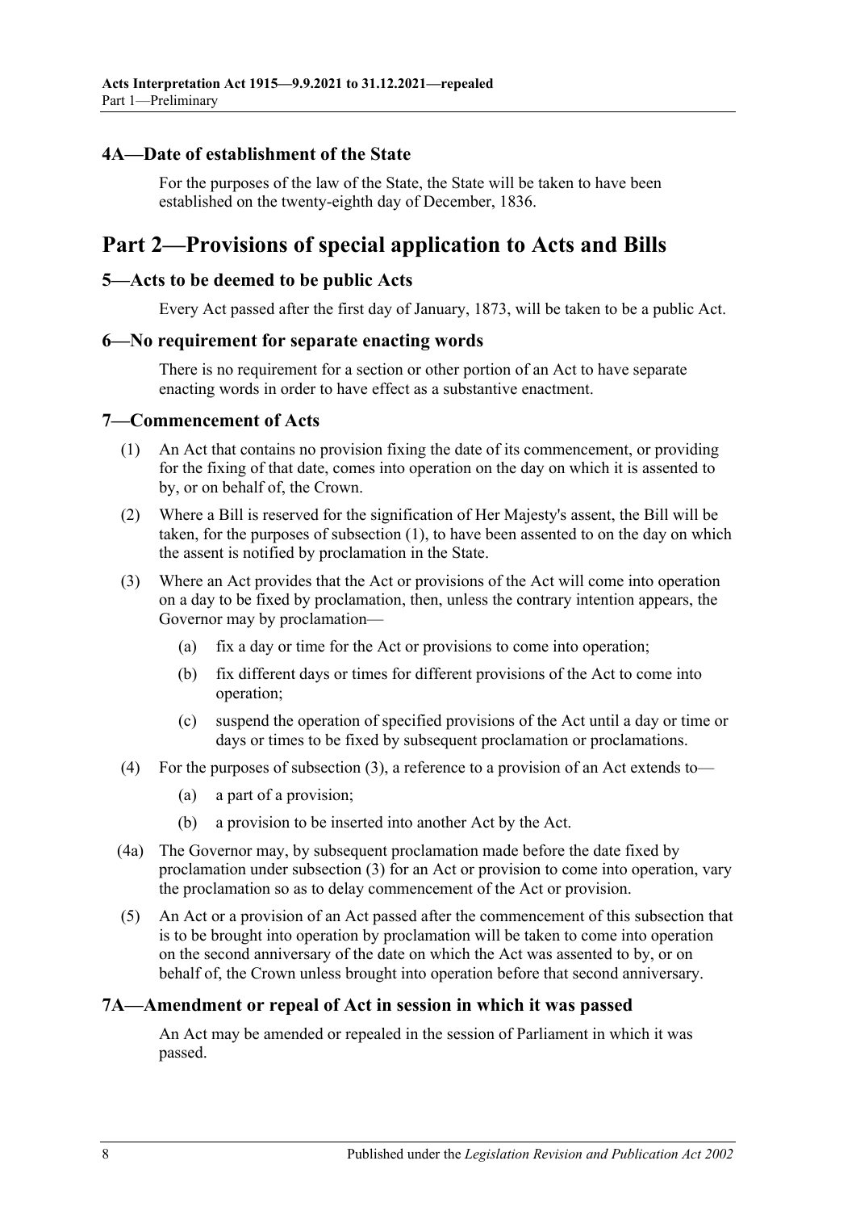### 4A—Date of establishment of the State

For the purposes of the law of the State, the State will be taken to have been established on the twenty-eighth day of December, 1836.

## Part 2—Provisions of special application to Acts and Bills

### 5—Acts to be deemed to be public Acts

Every Act passed after the first day of January, 1873, will be taken to be a public Act.

### 6—No requirement for separate enacting words

There is no requirement for a section or other portion of an Act to have separate enacting words in order to have effect as a substantive enactment.

### 7—Commencement of Acts

(1) An Act that contains no provision fixing the date of its commencement, or providing for the fixing of that date, comes into operation on the day on which it is assented to by, or on behalf of, the Crown.

(2) Where a Bill is reserved for the signification of Her Majesty's assent, the Bill will be taken, for the purposes of subsection (1), to have been assented to on the day on which the assent is notified by proclamation in the State.

(3) Where an Act provides that the Act or provisions of the Act will come into operation on a day to be fixed by proclamation, then, unless the contrary intention appears, the Governor may by proclamation—

- (a) fix a day or time for the Act or provisions to come into operation;
- (b) fix different days or times for different provisions of the Act to come into operation;
- (c) suspend the operation of specified provisions of the Act until a day or time or days or times to be fixed by subsequent proclamation or proclamations.

(4) For the purposes of subsection (3), a reference to a provision of an Act extends to—

- (a) a part of a provision;
- (b) a provision to be inserted into another Act by the Act.

(4a) The Governor may, by subsequent proclamation made before the date fixed by proclamation under subsection (3) for an Act or provision to come into operation, vary the proclamation so as to delay commencement of the Act or provision.

(5) An Act or a provision of an Act passed after the commencement of this subsection that is to be brought into operation by proclamation will be taken to come into operation on the second anniversary of the date on which the Act was assented to by, or on behalf of, the Crown unless brought into operation before that second anniversary.

### 7A—Amendment or repeal of Act in session in which it was passed

An Act may be amended or repealed in the session of Parliament in which it was passed.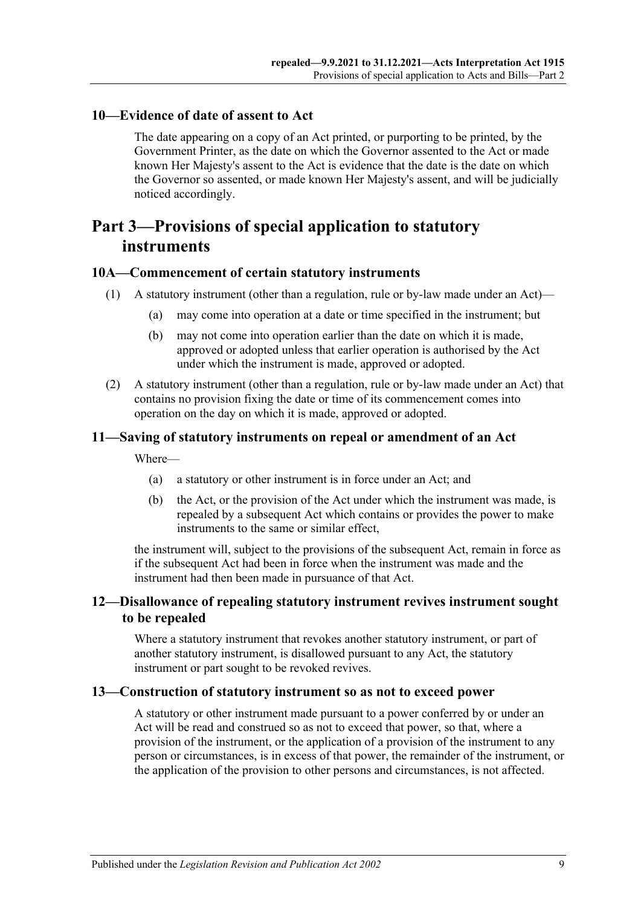## 10—Evidence of date of assent to Act

The date appearing on a copy of an Act printed, or purporting to be printed, by the Government Printer, as the date on which the Governor assented to the Act or made known Her Majesty's assent to the Act is evidence that the date is the date on which the Governor so assented, or made known Her Majesty's assent, and will be judicially noticed accordingly.

# Part 3—Provisions of special application to statutory instruments

## 10A—Commencement of certain statutory instruments

(1) A statutory instrument (other than a regulation, rule or by-law made under an Act)—

(a) may come into operation at a date or time specified in the instrument; but

(b) may not come into operation earlier than the date on which it is made, approved or adopted unless that earlier operation is authorised by the Act under which the instrument is made, approved or adopted.

(2) A statutory instrument (other than a regulation, rule or by-law made under an Act) that contains no provision fixing the date or time of its commencement comes into operation on the day on which it is made, approved or adopted.

## 11—Saving of statutory instruments on repeal or amendment of an Act

Where—

(a) a statutory or other instrument is in force under an Act; and

(b) the Act, or the provision of the Act under which the instrument was made, is repealed by a subsequent Act which contains or provides the power to make instruments to the same or similar effect,

the instrument will, subject to the provisions of the subsequent Act, remain in force as if the subsequent Act had been in force when the instrument was made and the instrument had then been made in pursuance of that Act.

## 12—Disallowance of repealing statutory instrument revives instrument sought to be repealed

Where a statutory instrument that revokes another statutory instrument, or part of another statutory instrument, is disallowed pursuant to any Act, the statutory instrument or part sought to be revoked revives.

## 13—Construction of statutory instrument so as not to exceed power

A statutory or other instrument made pursuant to a power conferred by or under an Act will be read and construed so as not to exceed that power, so that, where a provision of the instrument, or the application of a provision of the instrument to any person or circumstances, is in excess of that power, the remainder of the instrument, or the application of the provision to other persons and circumstances, is not affected.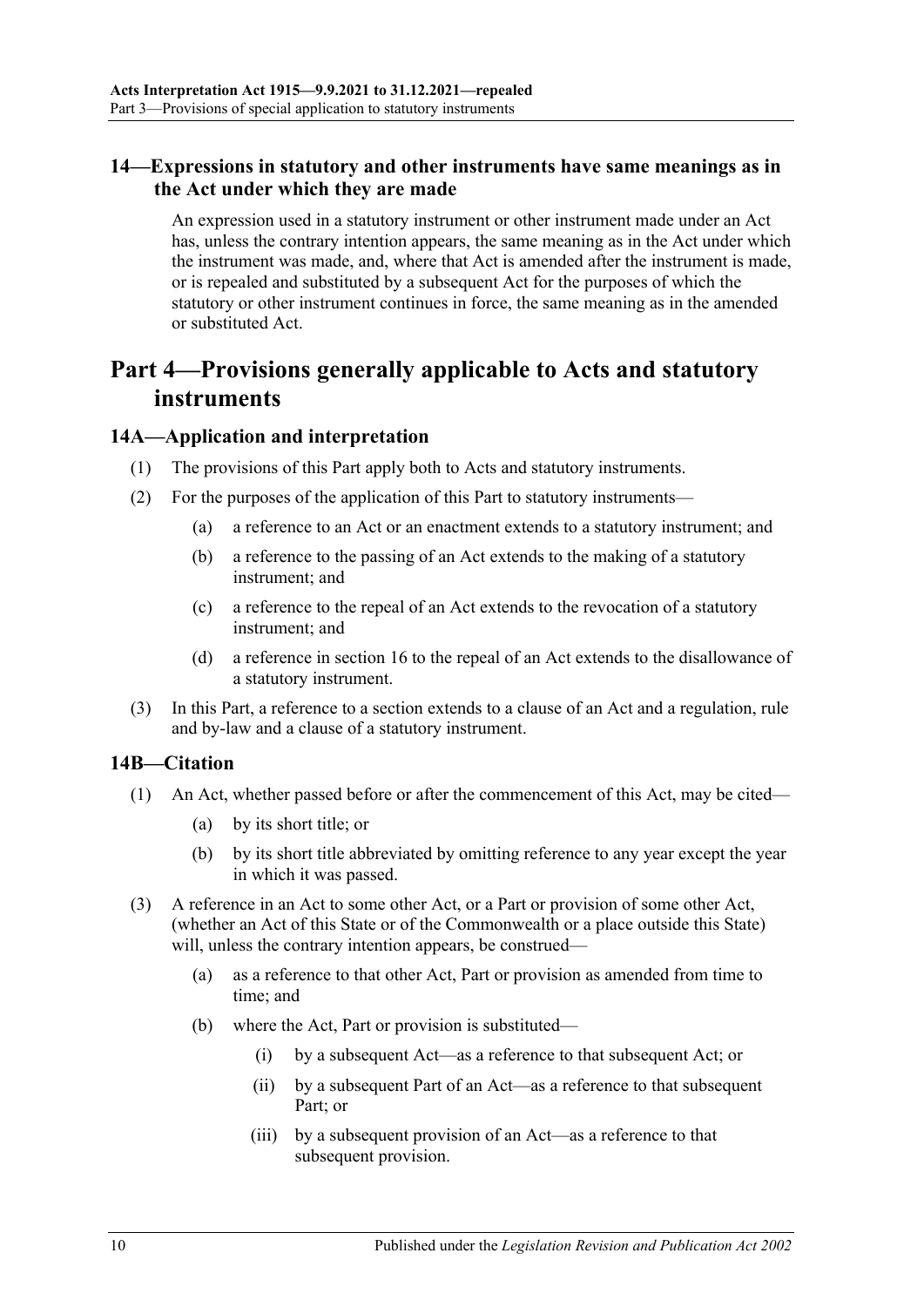## 14—Expressions in statutory and other instruments have same meanings as in the Act under which they are made

An expression used in a statutory instrument or other instrument made under an Act has, unless the contrary intention appears, the same meaning as in the Act under which the instrument was made, and, where that Act is amended after the instrument is made, or is repealed and substituted by a subsequent Act for the purposes of which the statutory or other instrument continues in force, the same meaning as in the amended or substituted Act.

# Part 4—Provisions generally applicable to Acts and statutory instruments

## 14A—Application and interpretation

(1) The provisions of this Part apply both to Acts and statutory instruments.

(2) For the purposes of the application of this Part to statutory instruments—

- (a) a reference to an Act or an enactment extends to a statutory instrument; and
- (b) a reference to the passing of an Act extends to the making of a statutory instrument; and
- (c) a reference to the repeal of an Act extends to the revocation of a statutory instrument; and
- (d) a reference in section 16 to the repeal of an Act extends to the disallowance of a statutory instrument.

(3) In this Part, a reference to a section extends to a clause of an Act and a regulation, rule and by-law and a clause of a statutory instrument.

## 14B—Citation

(1) An Act, whether passed before or after the commencement of this Act, may be cited—

- (a) by its short title; or
- (b) by its short title abbreviated by omitting reference to any year except the year in which it was passed.

(3) A reference in an Act to some other Act, or a Part or provision of some other Act, (whether an Act of this State or of the Commonwealth or a place outside this State) will, unless the contrary intention appears, be construed—

- (a) as a reference to that other Act, Part or provision as amended from time to time; and
- (b) where the Act, Part or provision is substituted—
  - (i) by a subsequent Act—as a reference to that subsequent Act; or
  - (ii) by a subsequent Part of an Act—as a reference to that subsequent Part; or
  - (iii) by a subsequent provision of an Act—as a reference to that subsequent provision.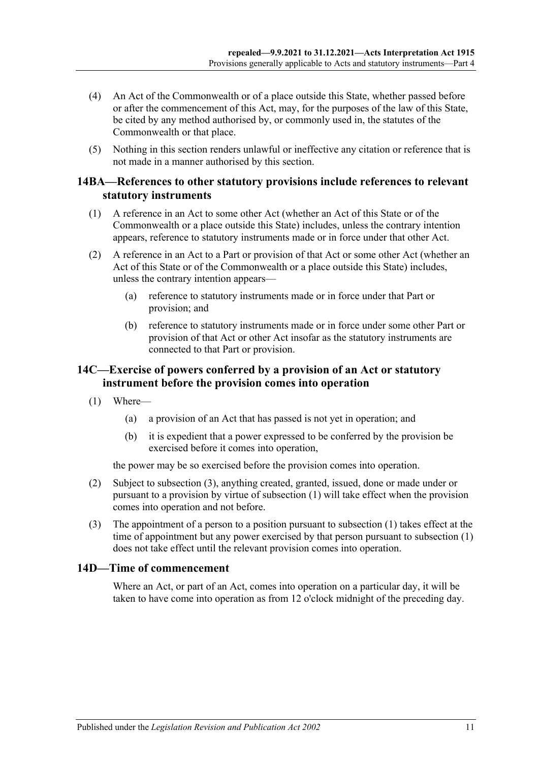(4) An Act of the Commonwealth or of a place outside this State, whether passed before or after the commencement of this Act, may, for the purposes of the law of this State, be cited by any method authorised by, or commonly used in, the statutes of the Commonwealth or that place.

(5) Nothing in this section renders unlawful or ineffective any citation or reference that is not made in a manner authorised by this section.

## 14BA—References to other statutory provisions include references to relevant statutory instruments

(1) A reference in an Act to some other Act (whether an Act of this State or of the Commonwealth or a place outside this State) includes, unless the contrary intention appears, reference to statutory instruments made or in force under that other Act.

(2) A reference in an Act to a Part or provision of that Act or some other Act (whether an Act of this State or of the Commonwealth or a place outside this State) includes, unless the contrary intention appears—

- (a) reference to statutory instruments made or in force under that Part or provision; and
- (b) reference to statutory instruments made or in force under some other Part or provision of that Act or other Act insofar as the statutory instruments are connected to that Part or provision.

## 14C—Exercise of powers conferred by a provision of an Act or statutory instrument before the provision comes into operation

(1) Where—

- (a) a provision of an Act that has passed is not yet in operation; and
- (b) it is expedient that a power expressed to be conferred by the provision be exercised before it comes into operation,

the power may be so exercised before the provision comes into operation.

(2) Subject to subsection (3), anything created, granted, issued, done or made under or pursuant to a provision by virtue of subsection (1) will take effect when the provision comes into operation and not before.

(3) The appointment of a person to a position pursuant to subsection (1) takes effect at the time of appointment but any power exercised by that person pursuant to subsection (1) does not take effect until the relevant provision comes into operation.

## 14D—Time of commencement

Where an Act, or part of an Act, comes into operation on a particular day, it will be taken to have come into operation as from 12 o'clock midnight of the preceding day.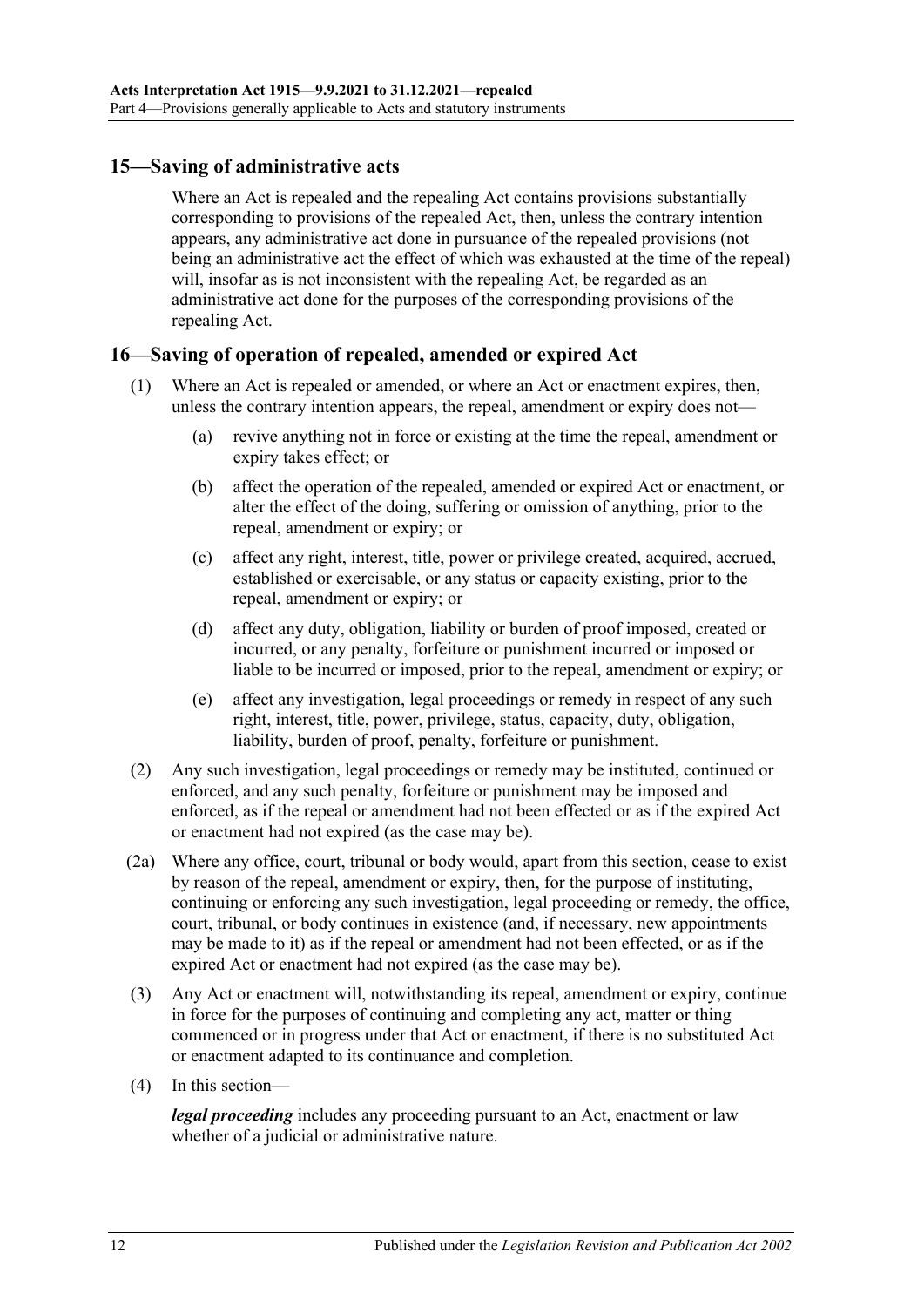## 15—Saving of administrative acts

Where an Act is repealed and the repealing Act contains provisions substantially corresponding to provisions of the repealed Act, then, unless the contrary intention appears, any administrative act done in pursuance of the repealed provisions (not being an administrative act the effect of which was exhausted at the time of the repeal) will, insofar as is not inconsistent with the repealing Act, be regarded as an administrative act done for the purposes of the corresponding provisions of the repealing Act.

## 16—Saving of operation of repealed, amended or expired Act

(1) Where an Act is repealed or amended, or where an Act or enactment expires, then, unless the contrary intention appears, the repeal, amendment or expiry does not—

(a) revive anything not in force or existing at the time the repeal, amendment or expiry takes effect; or

(b) affect the operation of the repealed, amended or expired Act or enactment, or alter the effect of the doing, suffering or omission of anything, prior to the repeal, amendment or expiry; or

(c) affect any right, interest, title, power or privilege created, acquired, accrued, established or exercisable, or any status or capacity existing, prior to the repeal, amendment or expiry; or

(d) affect any duty, obligation, liability or burden of proof imposed, created or incurred, or any penalty, forfeiture or punishment incurred or imposed or liable to be incurred or imposed, prior to the repeal, amendment or expiry; or

(e) affect any investigation, legal proceedings or remedy in respect of any such right, interest, title, power, privilege, status, capacity, duty, obligation, liability, burden of proof, penalty, forfeiture or punishment.

(2) Any such investigation, legal proceedings or remedy may be instituted, continued or enforced, and any such penalty, forfeiture or punishment may be imposed and enforced, as if the repeal or amendment had not been effected or as if the expired Act or enactment had not expired (as the case may be).

(2a) Where any office, court, tribunal or body would, apart from this section, cease to exist by reason of the repeal, amendment or expiry, then, for the purpose of instituting, continuing or enforcing any such investigation, legal proceeding or remedy, the office, court, tribunal, or body continues in existence (and, if necessary, new appointments may be made to it) as if the repeal or amendment had not been effected, or as if the expired Act or enactment had not expired (as the case may be).

(3) Any Act or enactment will, notwithstanding its repeal, amendment or expiry, continue in force for the purposes of continuing and completing any act, matter or thing commenced or in progress under that Act or enactment, if there is no substituted Act or enactment adapted to its continuance and completion.

(4) In this section—

***legal proceeding*** includes any proceeding pursuant to an Act, enactment or law whether of a judicial or administrative nature.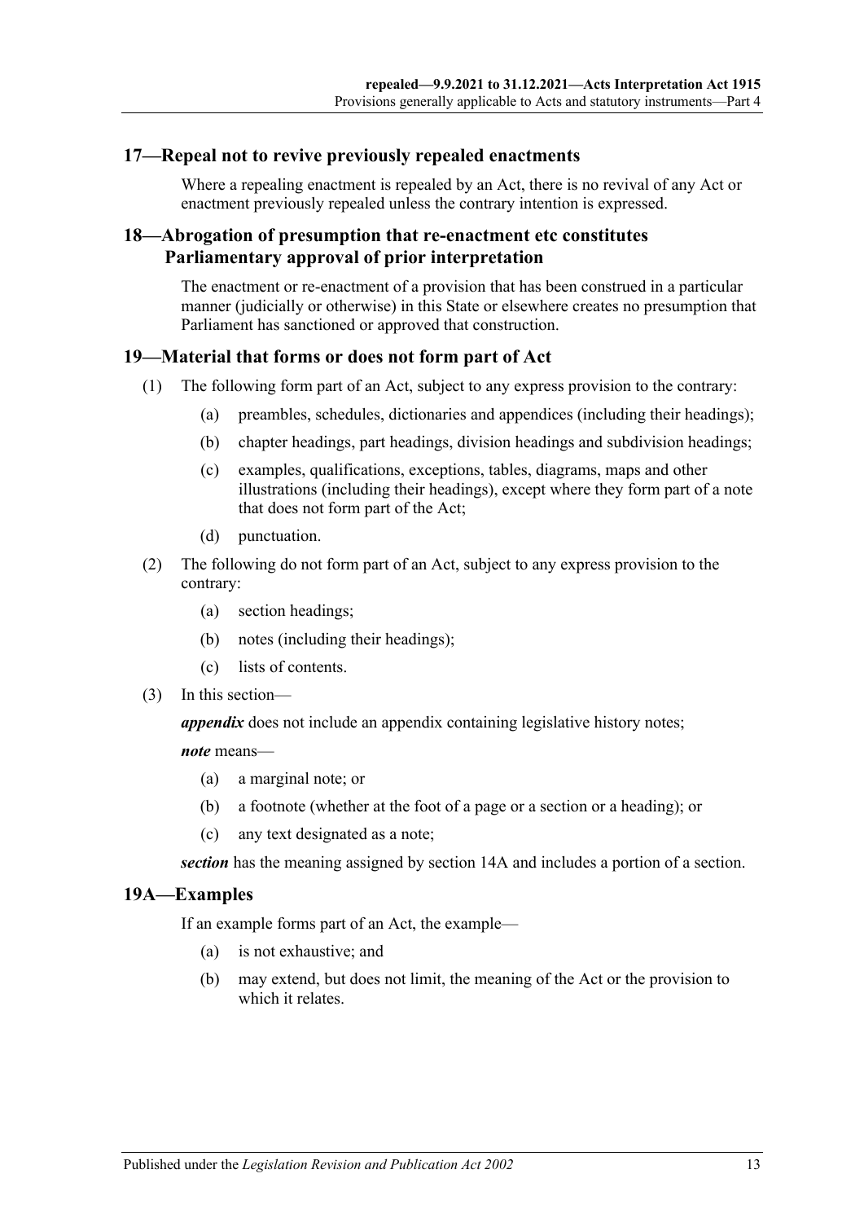## 17—Repeal not to revive previously repealed enactments

Where a repealing enactment is repealed by an Act, there is no revival of any Act or enactment previously repealed unless the contrary intention is expressed.

## 18—Abrogation of presumption that re-enactment etc constitutes Parliamentary approval of prior interpretation

The enactment or re-enactment of a provision that has been construed in a particular manner (judicially or otherwise) in this State or elsewhere creates no presumption that Parliament has sanctioned or approved that construction.

## 19—Material that forms or does not form part of Act

(1) The following form part of an Act, subject to any express provision to the contrary:

- (a) preambles, schedules, dictionaries and appendices (including their headings);
- (b) chapter headings, part headings, division headings and subdivision headings;
- (c) examples, qualifications, exceptions, tables, diagrams, maps and other illustrations (including their headings), except where they form part of a note that does not form part of the Act;
- (d) punctuation.

(2) The following do not form part of an Act, subject to any express provision to the contrary:

- (a) section headings;
- (b) notes (including their headings);
- (c) lists of contents.

(3) In this section—

***appendix*** does not include an appendix containing legislative history notes;

***note*** means—

- (a) a marginal note; or
- (b) a footnote (whether at the foot of a page or a section or a heading); or
- (c) any text designated as a note;

***section*** has the meaning assigned by section 14A and includes a portion of a section.

## 19A—Examples

If an example forms part of an Act, the example—

- (a) is not exhaustive; and
- (b) may extend, but does not limit, the meaning of the Act or the provision to which it relates.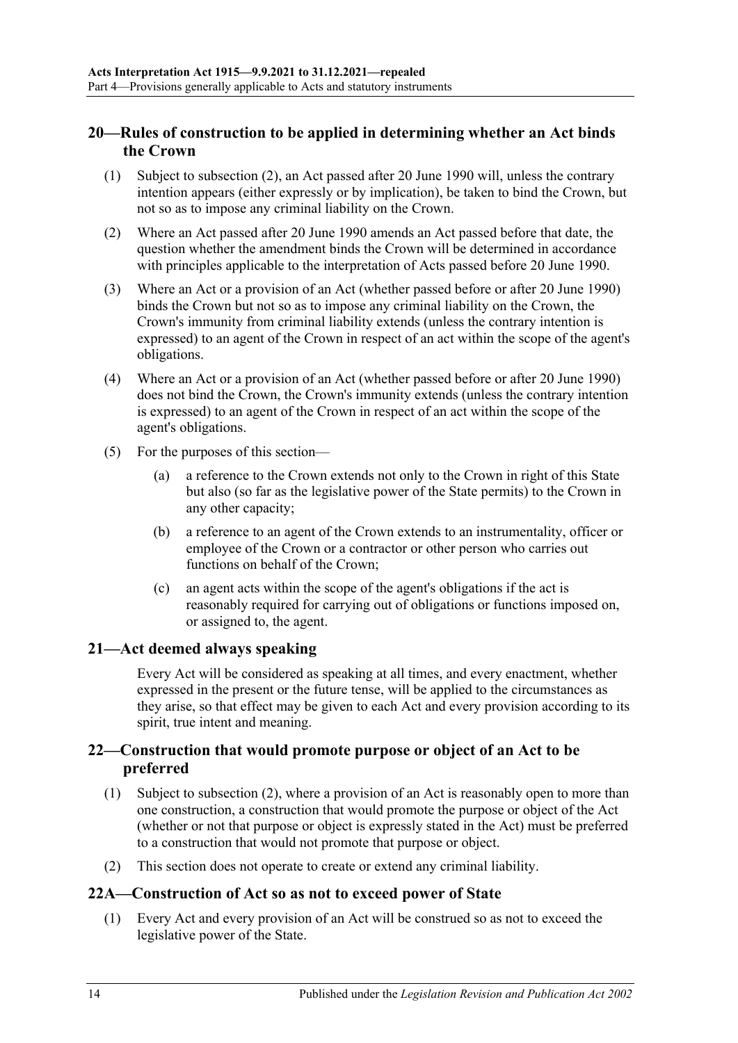## 20—Rules of construction to be applied in determining whether an Act binds the Crown

(1) Subject to subsection (2), an Act passed after 20 June 1990 will, unless the contrary intention appears (either expressly or by implication), be taken to bind the Crown, but not so as to impose any criminal liability on the Crown.

(2) Where an Act passed after 20 June 1990 amends an Act passed before that date, the question whether the amendment binds the Crown will be determined in accordance with principles applicable to the interpretation of Acts passed before 20 June 1990.

(3) Where an Act or a provision of an Act (whether passed before or after 20 June 1990) binds the Crown but not so as to impose any criminal liability on the Crown, the Crown's immunity from criminal liability extends (unless the contrary intention is expressed) to an agent of the Crown in respect of an act within the scope of the agent's obligations.

(4) Where an Act or a provision of an Act (whether passed before or after 20 June 1990) does not bind the Crown, the Crown's immunity extends (unless the contrary intention is expressed) to an agent of the Crown in respect of an act within the scope of the agent's obligations.

(5) For the purposes of this section—

(a) a reference to the Crown extends not only to the Crown in right of this State but also (so far as the legislative power of the State permits) to the Crown in any other capacity;

(b) a reference to an agent of the Crown extends to an instrumentality, officer or employee of the Crown or a contractor or other person who carries out functions on behalf of the Crown;

(c) an agent acts within the scope of the agent's obligations if the act is reasonably required for carrying out of obligations or functions imposed on, or assigned to, the agent.

## 21—Act deemed always speaking

Every Act will be considered as speaking at all times, and every enactment, whether expressed in the present or the future tense, will be applied to the circumstances as they arise, so that effect may be given to each Act and every provision according to its spirit, true intent and meaning.

## 22—Construction that would promote purpose or object of an Act to be preferred

(1) Subject to subsection (2), where a provision of an Act is reasonably open to more than one construction, a construction that would promote the purpose or object of the Act (whether or not that purpose or object is expressly stated in the Act) must be preferred to a construction that would not promote that purpose or object.

(2) This section does not operate to create or extend any criminal liability.

## 22A—Construction of Act so as not to exceed power of State

(1) Every Act and every provision of an Act will be construed so as not to exceed the legislative power of the State.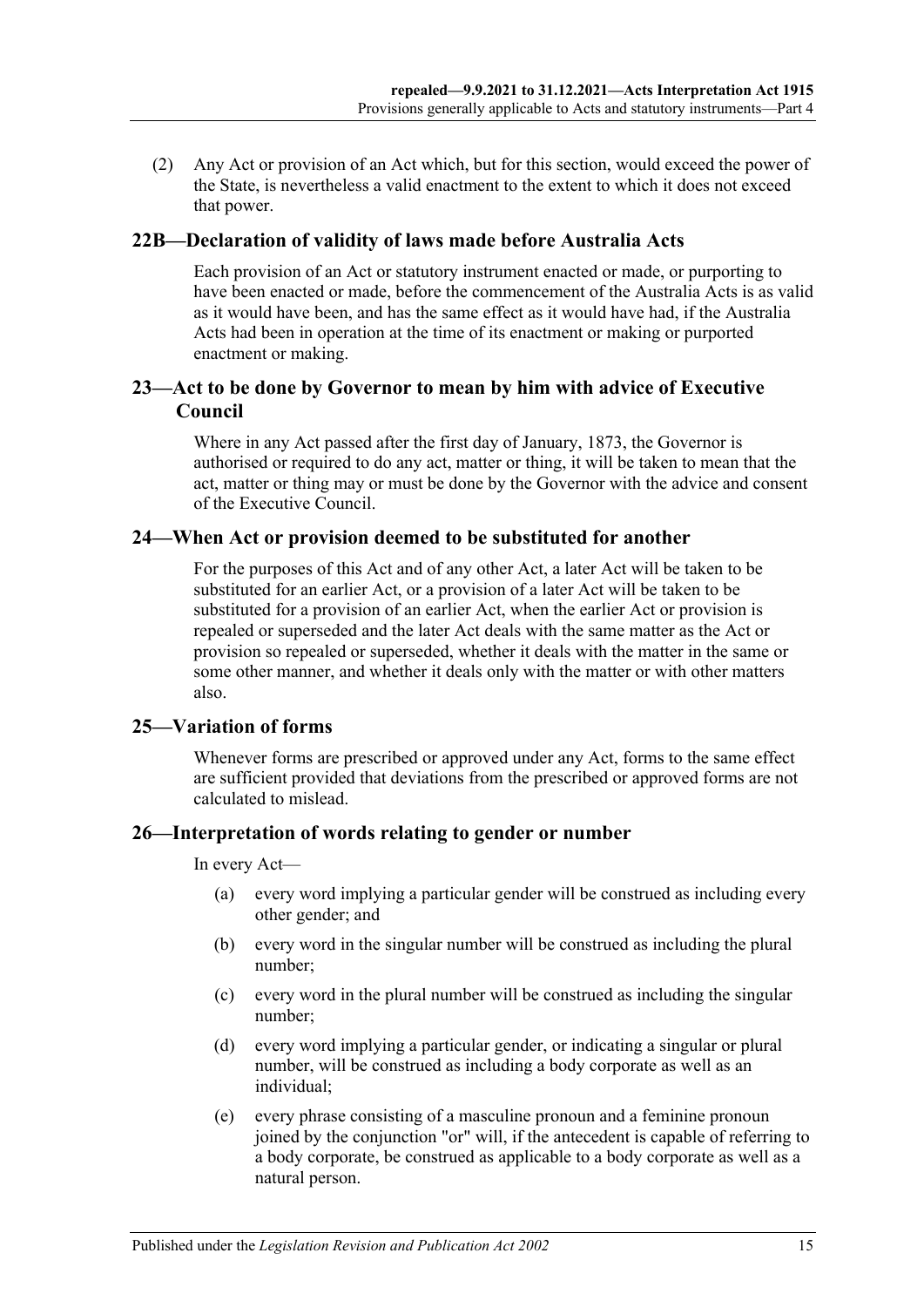(2) Any Act or provision of an Act which, but for this section, would exceed the power of the State, is nevertheless a valid enactment to the extent to which it does not exceed that power.

## 22B—Declaration of validity of laws made before Australia Acts

Each provision of an Act or statutory instrument enacted or made, or purporting to have been enacted or made, before the commencement of the Australia Acts is as valid as it would have been, and has the same effect as it would have had, if the Australia Acts had been in operation at the time of its enactment or making or purported enactment or making.

## 23—Act to be done by Governor to mean by him with advice of Executive Council

Where in any Act passed after the first day of January, 1873, the Governor is authorised or required to do any act, matter or thing, it will be taken to mean that the act, matter or thing may or must be done by the Governor with the advice and consent of the Executive Council.

## 24—When Act or provision deemed to be substituted for another

For the purposes of this Act and of any other Act, a later Act will be taken to be substituted for an earlier Act, or a provision of a later Act will be taken to be substituted for a provision of an earlier Act, when the earlier Act or provision is repealed or superseded and the later Act deals with the same matter as the Act or provision so repealed or superseded, whether it deals with the matter in the same or some other manner, and whether it deals only with the matter or with other matters also.

## 25—Variation of forms

Whenever forms are prescribed or approved under any Act, forms to the same effect are sufficient provided that deviations from the prescribed or approved forms are not calculated to mislead.

## 26—Interpretation of words relating to gender or number

In every Act—

(a) every word implying a particular gender will be construed as including every other gender; and

(b) every word in the singular number will be construed as including the plural number;

(c) every word in the plural number will be construed as including the singular number;

(d) every word implying a particular gender, or indicating a singular or plural number, will be construed as including a body corporate as well as an individual;

(e) every phrase consisting of a masculine pronoun and a feminine pronoun joined by the conjunction "or" will, if the antecedent is capable of referring to a body corporate, be construed as applicable to a body corporate as well as a natural person.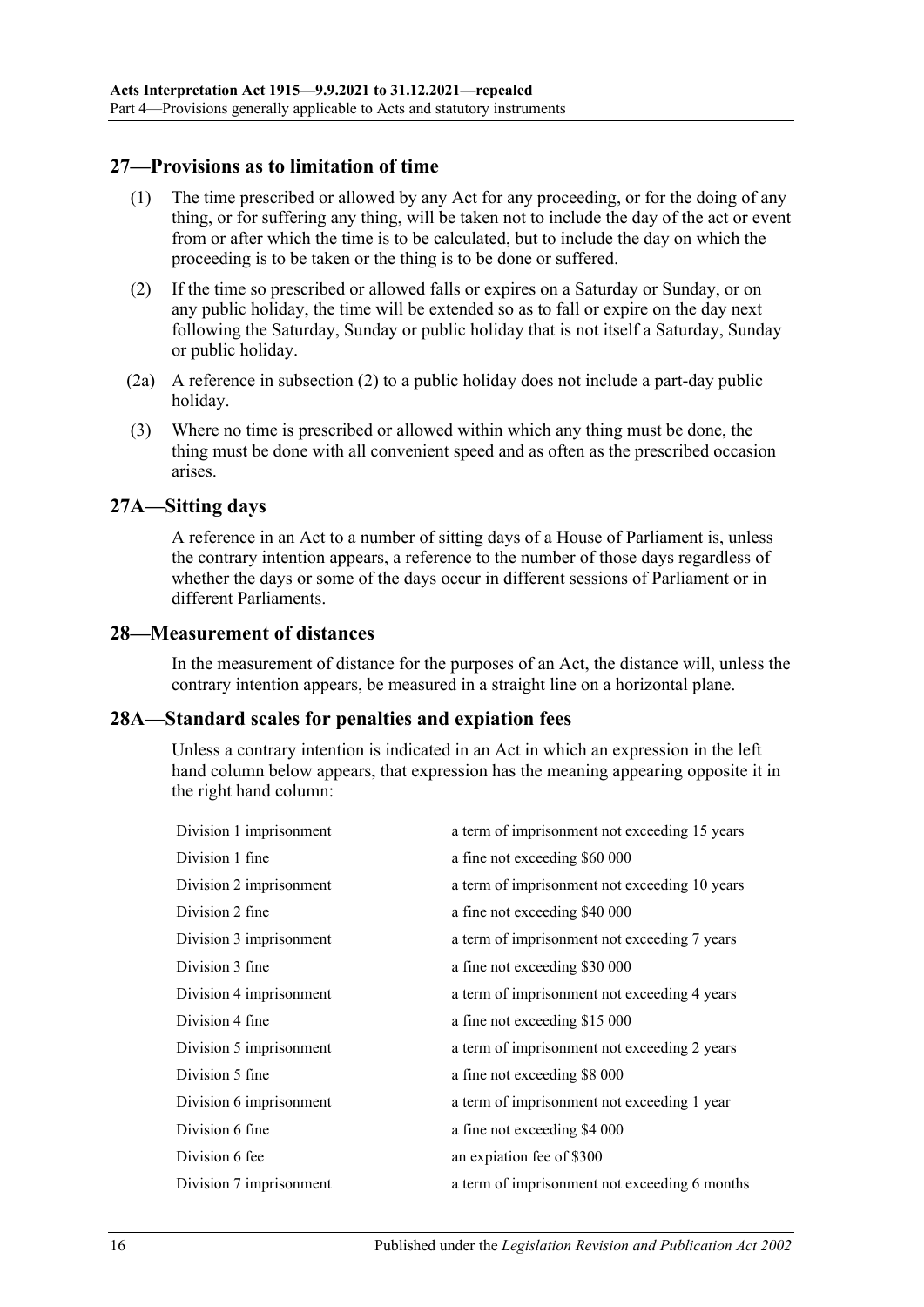## 27—Provisions as to limitation of time

(1) The time prescribed or allowed by any Act for any proceeding, or for the doing of any thing, or for suffering any thing, will be taken not to include the day of the act or event from or after which the time is to be calculated, but to include the day on which the proceeding is to be taken or the thing is to be done or suffered.

(2) If the time so prescribed or allowed falls or expires on a Saturday or Sunday, or on any public holiday, the time will be extended so as to fall or expire on the day next following the Saturday, Sunday or public holiday that is not itself a Saturday, Sunday or public holiday.

(2a) A reference in subsection (2) to a public holiday does not include a part-day public holiday.

(3) Where no time is prescribed or allowed within which any thing must be done, the thing must be done with all convenient speed and as often as the prescribed occasion arises.

## 27A—Sitting days

A reference in an Act to a number of sitting days of a House of Parliament is, unless the contrary intention appears, a reference to the number of those days regardless of whether the days or some of the days occur in different sessions of Parliament or in different Parliaments.

## 28—Measurement of distances

In the measurement of distance for the purposes of an Act, the distance will, unless the contrary intention appears, be measured in a straight line on a horizontal plane.

## 28A—Standard scales for penalties and expiation fees

Unless a contrary intention is indicated in an Act in which an expression in the left hand column below appears, that expression has the meaning appearing opposite it in the right hand column:

| | |
|---|---|
| Division 1 imprisonment | a term of imprisonment not exceeding 15 years |
| Division 1 fine | a fine not exceeding $60 000 |
| Division 2 imprisonment | a term of imprisonment not exceeding 10 years |
| Division 2 fine | a fine not exceeding $40 000 |
| Division 3 imprisonment | a term of imprisonment not exceeding 7 years |
| Division 3 fine | a fine not exceeding $30 000 |
| Division 4 imprisonment | a term of imprisonment not exceeding 4 years |
| Division 4 fine | a fine not exceeding $15 000 |
| Division 5 imprisonment | a term of imprisonment not exceeding 2 years |
| Division 5 fine | a fine not exceeding $8 000 |
| Division 6 imprisonment | a term of imprisonment not exceeding 1 year |
| Division 6 fine | a fine not exceeding $4 000 |
| Division 6 fee | an expiation fee of $300 |
| Division 7 imprisonment | a term of imprisonment not exceeding 6 months |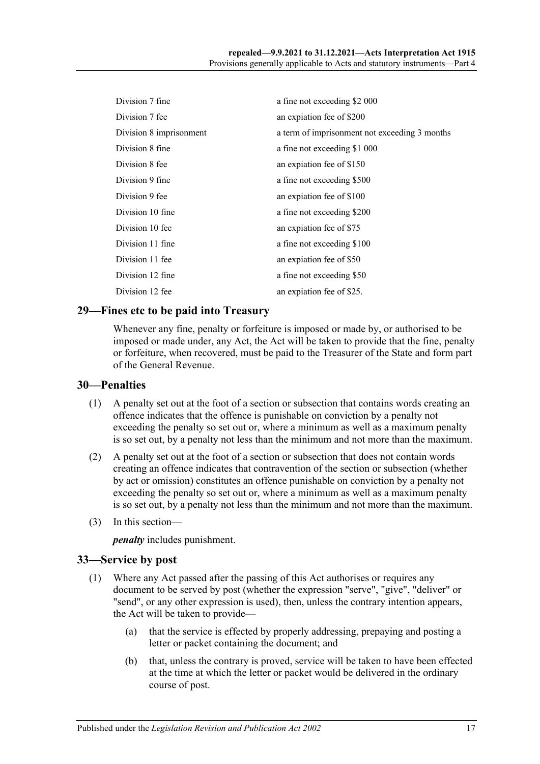| | |
|---|---|
| Division 7 fine | a fine not exceeding $2 000 |
| Division 7 fee | an expiation fee of $200 |
| Division 8 imprisonment | a term of imprisonment not exceeding 3 months |
| Division 8 fine | a fine not exceeding $1 000 |
| Division 8 fee | an expiation fee of $150 |
| Division 9 fine | a fine not exceeding $500 |
| Division 9 fee | an expiation fee of $100 |
| Division 10 fine | a fine not exceeding $200 |
| Division 10 fee | an expiation fee of $75 |
| Division 11 fine | a fine not exceeding $100 |
| Division 11 fee | an expiation fee of $50 |
| Division 12 fine | a fine not exceeding $50 |
| Division 12 fee | an expiation fee of $25. |

## 29—Fines etc to be paid into Treasury

Whenever any fine, penalty or forfeiture is imposed or made by, or authorised to be imposed or made under, any Act, the Act will be taken to provide that the fine, penalty or forfeiture, when recovered, must be paid to the Treasurer of the State and form part of the General Revenue.

## 30—Penalties

(1) A penalty set out at the foot of a section or subsection that contains words creating an offence indicates that the offence is punishable on conviction by a penalty not exceeding the penalty so set out or, where a minimum as well as a maximum penalty is so set out, by a penalty not less than the minimum and not more than the maximum.

(2) A penalty set out at the foot of a section or subsection that does not contain words creating an offence indicates that contravention of the section or subsection (whether by act or omission) constitutes an offence punishable on conviction by a penalty not exceeding the penalty so set out or, where a minimum as well as a maximum penalty is so set out, by a penalty not less than the minimum and not more than the maximum.

(3) In this section—

***penalty*** includes punishment.

## 33—Service by post

(1) Where any Act passed after the passing of this Act authorises or requires any document to be served by post (whether the expression "serve", "give", "deliver" or "send", or any other expression is used), then, unless the contrary intention appears, the Act will be taken to provide—

(a) that the service is effected by properly addressing, prepaying and posting a letter or packet containing the document; and

(b) that, unless the contrary is proved, service will be taken to have been effected at the time at which the letter or packet would be delivered in the ordinary course of post.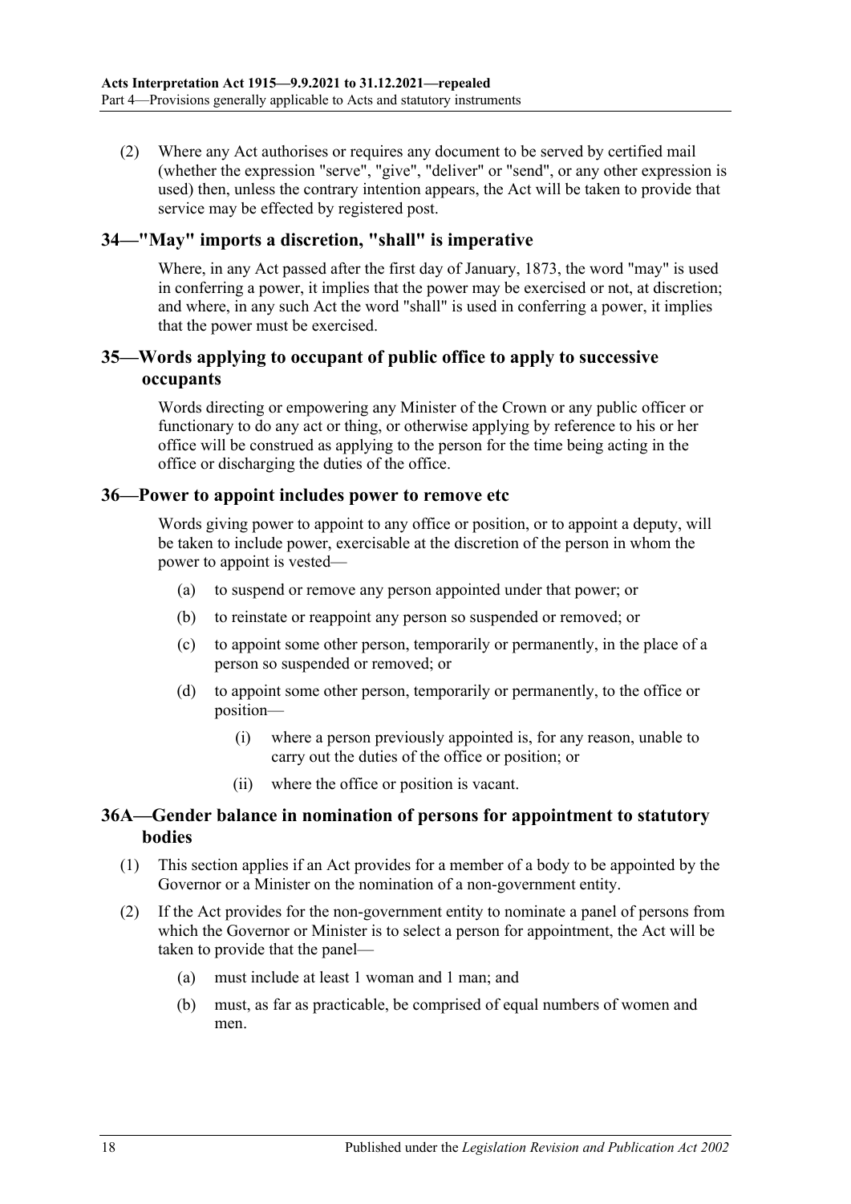(2) Where any Act authorises or requires any document to be served by certified mail (whether the expression "serve", "give", "deliver" or "send", or any other expression is used) then, unless the contrary intention appears, the Act will be taken to provide that service may be effected by registered post.

## 34—"May" imports a discretion, "shall" is imperative

Where, in any Act passed after the first day of January, 1873, the word "may" is used in conferring a power, it implies that the power may be exercised or not, at discretion; and where, in any such Act the word "shall" is used in conferring a power, it implies that the power must be exercised.

## 35—Words applying to occupant of public office to apply to successive occupants

Words directing or empowering any Minister of the Crown or any public officer or functionary to do any act or thing, or otherwise applying by reference to his or her office will be construed as applying to the person for the time being acting in the office or discharging the duties of the office.

## 36—Power to appoint includes power to remove etc

Words giving power to appoint to any office or position, or to appoint a deputy, will be taken to include power, exercisable at the discretion of the person in whom the power to appoint is vested—

(a) to suspend or remove any person appointed under that power; or

(b) to reinstate or reappoint any person so suspended or removed; or

(c) to appoint some other person, temporarily or permanently, in the place of a person so suspended or removed; or

(d) to appoint some other person, temporarily or permanently, to the office or position—

(i) where a person previously appointed is, for any reason, unable to carry out the duties of the office or position; or

(ii) where the office or position is vacant.

## 36A—Gender balance in nomination of persons for appointment to statutory bodies

(1) This section applies if an Act provides for a member of a body to be appointed by the Governor or a Minister on the nomination of a non-government entity.

(2) If the Act provides for the non-government entity to nominate a panel of persons from which the Governor or Minister is to select a person for appointment, the Act will be taken to provide that the panel—

(a) must include at least 1 woman and 1 man; and

(b) must, as far as practicable, be comprised of equal numbers of women and men.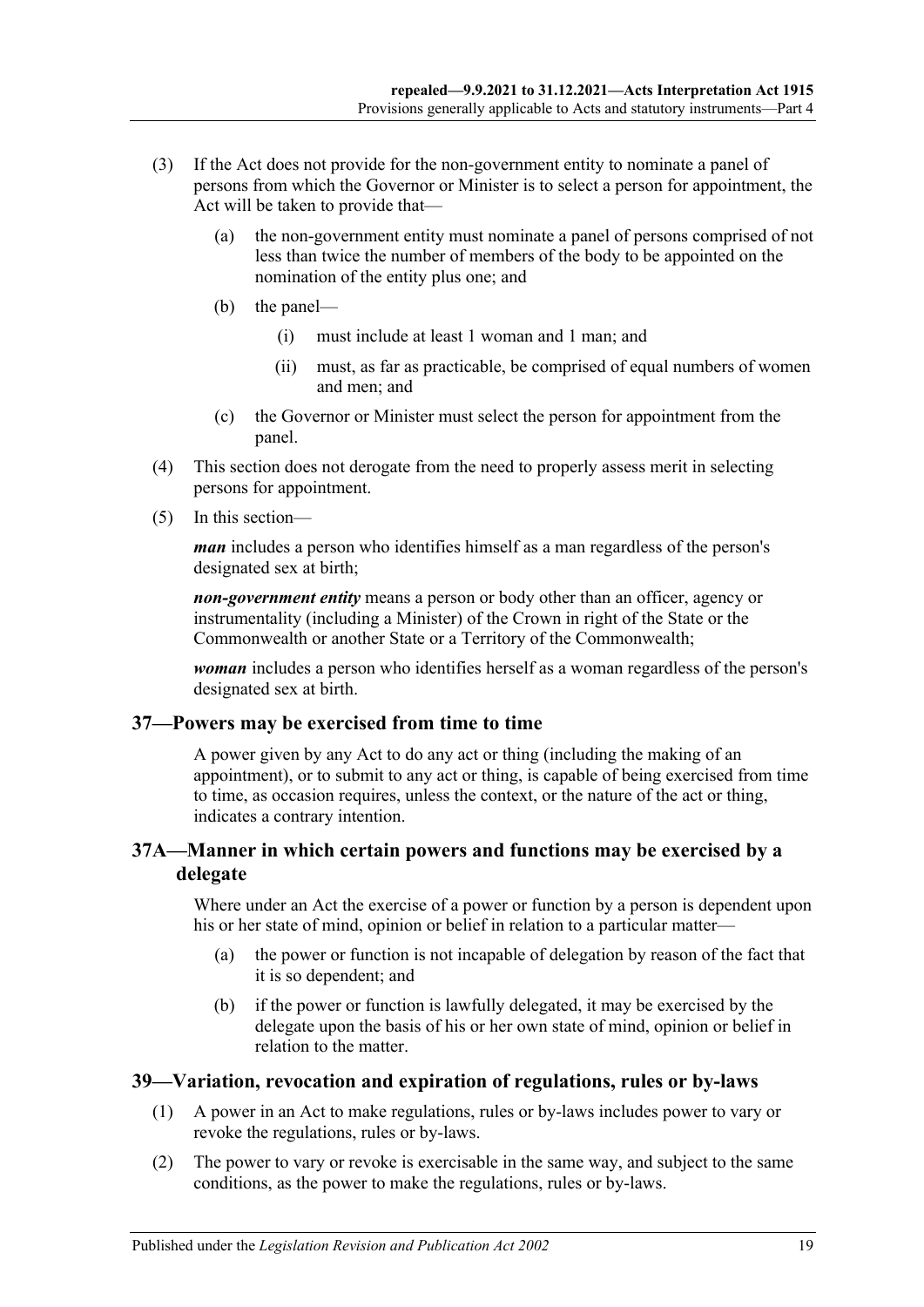(3) If the Act does not provide for the non-government entity to nominate a panel of persons from which the Governor or Minister is to select a person for appointment, the Act will be taken to provide that—

(a) the non-government entity must nominate a panel of persons comprised of not less than twice the number of members of the body to be appointed on the nomination of the entity plus one; and

(b) the panel—

(i) must include at least 1 woman and 1 man; and

(ii) must, as far as practicable, be comprised of equal numbers of women and men; and

(c) the Governor or Minister must select the person for appointment from the panel.

(4) This section does not derogate from the need to properly assess merit in selecting persons for appointment.

(5) In this section—

***man*** includes a person who identifies himself as a man regardless of the person's designated sex at birth;

***non-government entity*** means a person or body other than an officer, agency or instrumentality (including a Minister) of the Crown in right of the State or the Commonwealth or another State or a Territory of the Commonwealth;

***woman*** includes a person who identifies herself as a woman regardless of the person's designated sex at birth.

## 37—Powers may be exercised from time to time

A power given by any Act to do any act or thing (including the making of an appointment), or to submit to any act or thing, is capable of being exercised from time to time, as occasion requires, unless the context, or the nature of the act or thing, indicates a contrary intention.

## 37A—Manner in which certain powers and functions may be exercised by a delegate

Where under an Act the exercise of a power or function by a person is dependent upon his or her state of mind, opinion or belief in relation to a particular matter—

(a) the power or function is not incapable of delegation by reason of the fact that it is so dependent; and

(b) if the power or function is lawfully delegated, it may be exercised by the delegate upon the basis of his or her own state of mind, opinion or belief in relation to the matter.

## 39—Variation, revocation and expiration of regulations, rules or by-laws

(1) A power in an Act to make regulations, rules or by-laws includes power to vary or revoke the regulations, rules or by-laws.

(2) The power to vary or revoke is exercisable in the same way, and subject to the same conditions, as the power to make the regulations, rules or by-laws.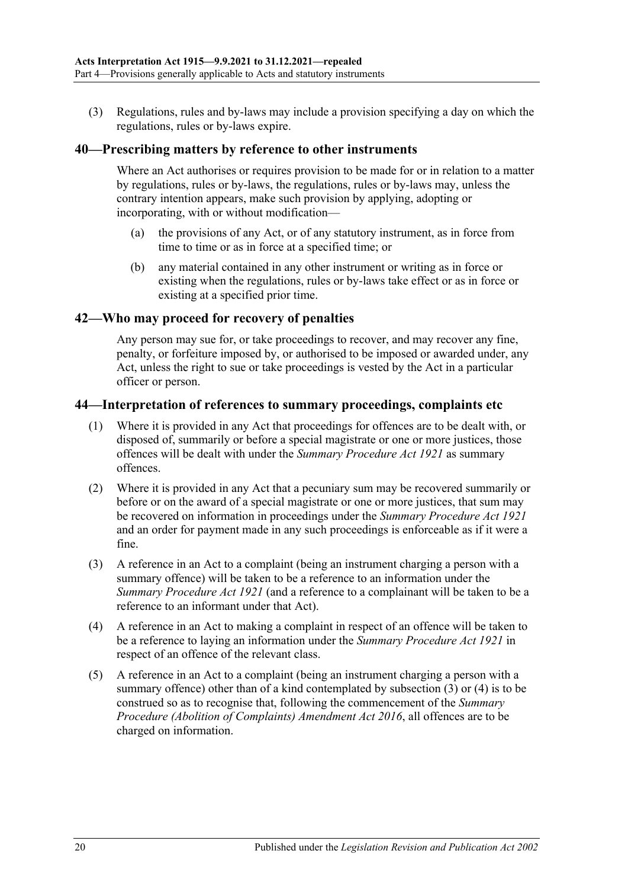(3) Regulations, rules and by-laws may include a provision specifying a day on which the regulations, rules or by-laws expire.

## 40—Prescribing matters by reference to other instruments

Where an Act authorises or requires provision to be made for or in relation to a matter by regulations, rules or by-laws, the regulations, rules or by-laws may, unless the contrary intention appears, make such provision by applying, adopting or incorporating, with or without modification—

(a) the provisions of any Act, or of any statutory instrument, as in force from time to time or as in force at a specified time; or

(b) any material contained in any other instrument or writing as in force or existing when the regulations, rules or by-laws take effect or as in force or existing at a specified prior time.

## 42—Who may proceed for recovery of penalties

Any person may sue for, or take proceedings to recover, and may recover any fine, penalty, or forfeiture imposed by, or authorised to be imposed or awarded under, any Act, unless the right to sue or take proceedings is vested by the Act in a particular officer or person.

## 44—Interpretation of references to summary proceedings, complaints etc

(1) Where it is provided in any Act that proceedings for offences are to be dealt with, or disposed of, summarily or before a special magistrate or one or more justices, those offences will be dealt with under the *Summary Procedure Act 1921* as summary offences.

(2) Where it is provided in any Act that a pecuniary sum may be recovered summarily or before or on the award of a special magistrate or one or more justices, that sum may be recovered on information in proceedings under the *Summary Procedure Act 1921* and an order for payment made in any such proceedings is enforceable as if it were a fine.

(3) A reference in an Act to a complaint (being an instrument charging a person with a summary offence) will be taken to be a reference to an information under the *Summary Procedure Act 1921* (and a reference to a complainant will be taken to be a reference to an informant under that Act).

(4) A reference in an Act to making a complaint in respect of an offence will be taken to be a reference to laying an information under the *Summary Procedure Act 1921* in respect of an offence of the relevant class.

(5) A reference in an Act to a complaint (being an instrument charging a person with a summary offence) other than of a kind contemplated by subsection (3) or (4) is to be construed so as to recognise that, following the commencement of the *Summary Procedure (Abolition of Complaints) Amendment Act 2016*, all offences are to be charged on information.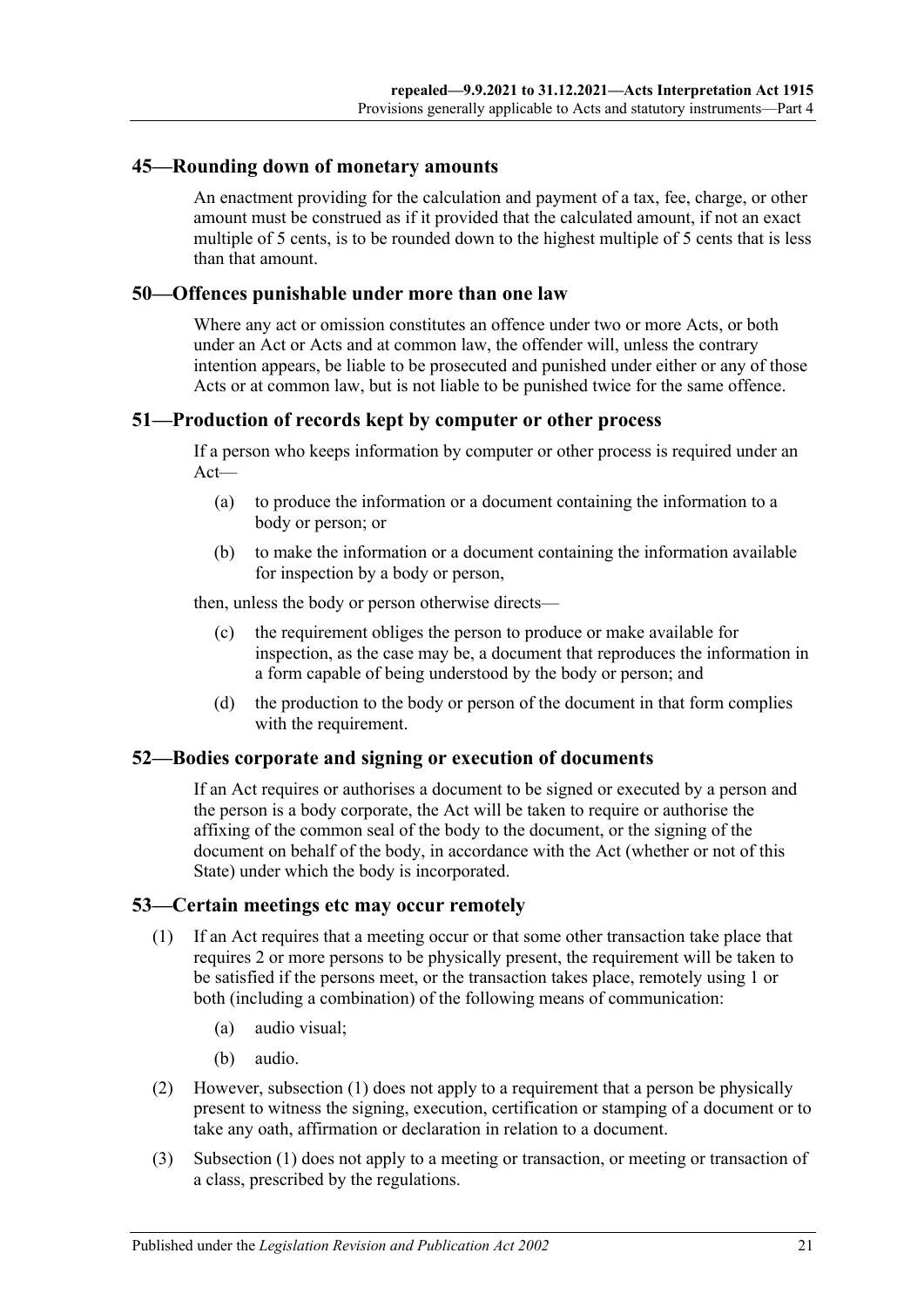## 45—Rounding down of monetary amounts

An enactment providing for the calculation and payment of a tax, fee, charge, or other amount must be construed as if it provided that the calculated amount, if not an exact multiple of 5 cents, is to be rounded down to the highest multiple of 5 cents that is less than that amount.

## 50—Offences punishable under more than one law

Where any act or omission constitutes an offence under two or more Acts, or both under an Act or Acts and at common law, the offender will, unless the contrary intention appears, be liable to be prosecuted and punished under either or any of those Acts or at common law, but is not liable to be punished twice for the same offence.

## 51—Production of records kept by computer or other process

If a person who keeps information by computer or other process is required under an Act—

(a) to produce the information or a document containing the information to a body or person; or

(b) to make the information or a document containing the information available for inspection by a body or person,

then, unless the body or person otherwise directs—

(c) the requirement obliges the person to produce or make available for inspection, as the case may be, a document that reproduces the information in a form capable of being understood by the body or person; and

(d) the production to the body or person of the document in that form complies with the requirement.

## 52—Bodies corporate and signing or execution of documents

If an Act requires or authorises a document to be signed or executed by a person and the person is a body corporate, the Act will be taken to require or authorise the affixing of the common seal of the body to the document, or the signing of the document on behalf of the body, in accordance with the Act (whether or not of this State) under which the body is incorporated.

## 53—Certain meetings etc may occur remotely

(1) If an Act requires that a meeting occur or that some other transaction take place that requires 2 or more persons to be physically present, the requirement will be taken to be satisfied if the persons meet, or the transaction takes place, remotely using 1 or both (including a combination) of the following means of communication:

(a) audio visual;

(b) audio.

(2) However, subsection (1) does not apply to a requirement that a person be physically present to witness the signing, execution, certification or stamping of a document or to take any oath, affirmation or declaration in relation to a document.

(3) Subsection (1) does not apply to a meeting or transaction, or meeting or transaction of a class, prescribed by the regulations.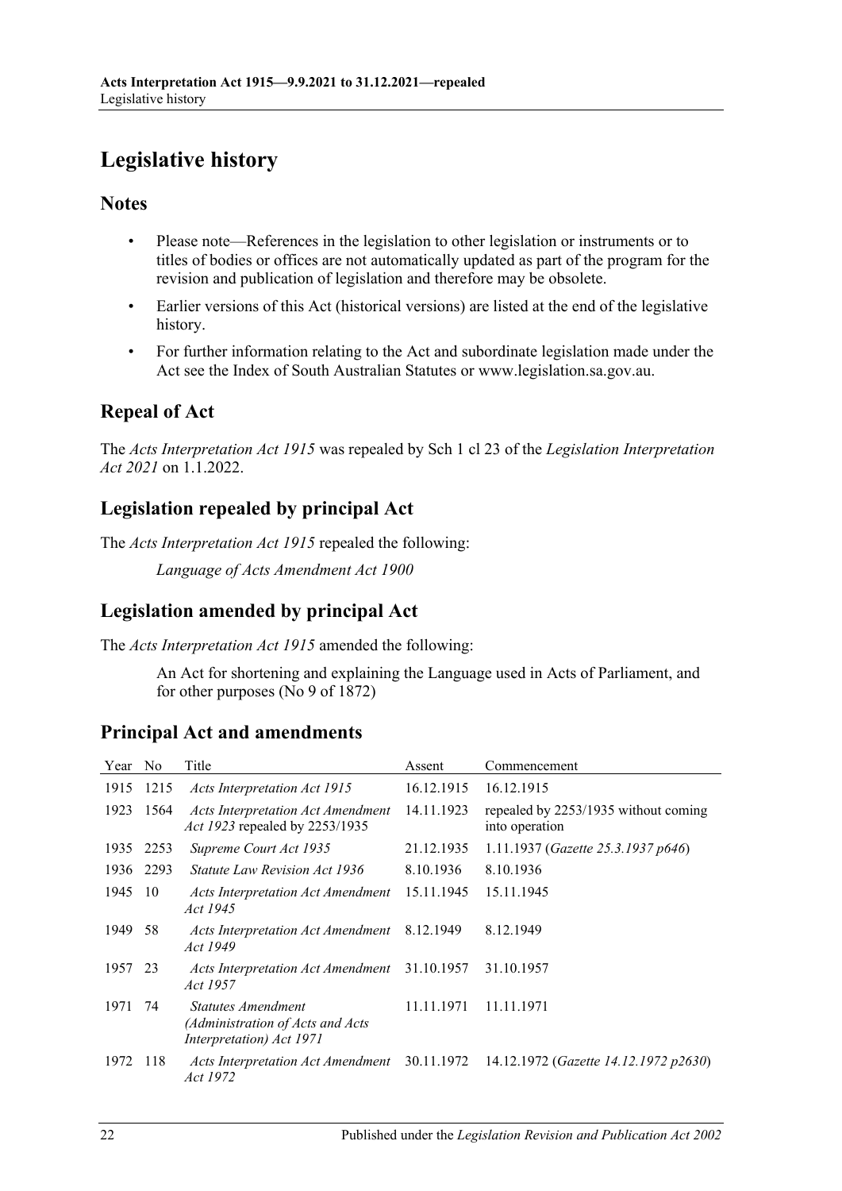# Legislative history

## Notes

- Please note—References in the legislation to other legislation or instruments or to titles of bodies or offices are not automatically updated as part of the program for the revision and publication of legislation and therefore may be obsolete.
- Earlier versions of this Act (historical versions) are listed at the end of the legislative history.
- For further information relating to the Act and subordinate legislation made under the Act see the Index of South Australian Statutes or www.legislation.sa.gov.au.

## Repeal of Act

The *Acts Interpretation Act 1915* was repealed by Sch 1 cl 23 of the *Legislation Interpretation Act 2021* on 1.1.2022.

## Legislation repealed by principal Act

The *Acts Interpretation Act 1915* repealed the following:

*Language of Acts Amendment Act 1900*

## Legislation amended by principal Act

The *Acts Interpretation Act 1915* amended the following:

An Act for shortening and explaining the Language used in Acts of Parliament, and for other purposes (No 9 of 1872)

## Principal Act and amendments

| Year | No | Title | Assent | Commencement |
|---|---|---|---|---|
| 1915 | 1215 | *Acts Interpretation Act 1915* | 16.12.1915 | 16.12.1915 |
| 1923 | 1564 | *Acts Interpretation Act Amendment Act 1923* repealed by 2253/1935 | 14.11.1923 | repealed by 2253/1935 without coming into operation |
| 1935 | 2253 | *Supreme Court Act 1935* | 21.12.1935 | 1.11.1937 (*Gazette 25.3.1937 p646*) |
| 1936 | 2293 | *Statute Law Revision Act 1936* | 8.10.1936 | 8.10.1936 |
| 1945 | 10 | *Acts Interpretation Act Amendment Act 1945* | 15.11.1945 | 15.11.1945 |
| 1949 | 58 | *Acts Interpretation Act Amendment Act 1949* | 8.12.1949 | 8.12.1949 |
| 1957 | 23 | *Acts Interpretation Act Amendment Act 1957* | 31.10.1957 | 31.10.1957 |
| 1971 | 74 | *Statutes Amendment (Administration of Acts and Acts Interpretation) Act 1971* | 11.11.1971 | 11.11.1971 |
| 1972 | 118 | *Acts Interpretation Act Amendment Act 1972* | 30.11.1972 | 14.12.1972 (*Gazette 14.12.1972 p2630*) |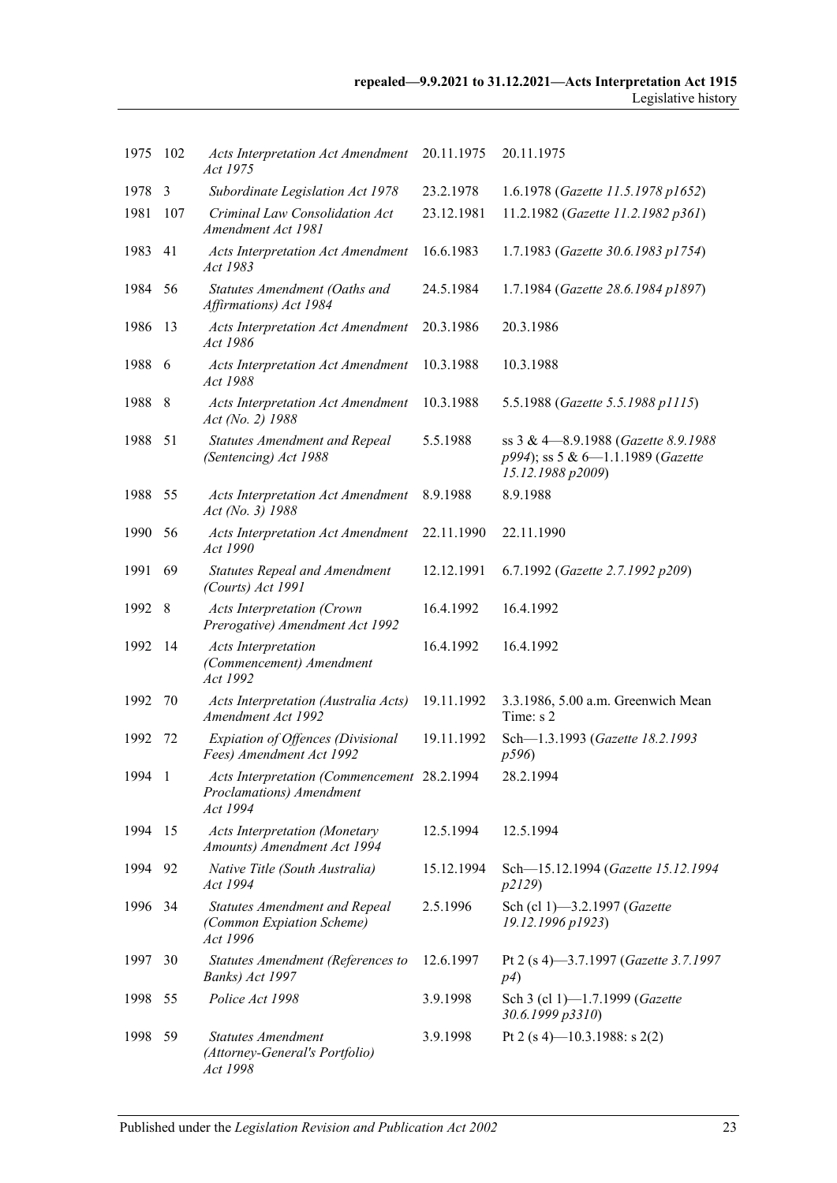| | | | | |
|---|---|---|---|---|
| 1975 | 102 | *Acts Interpretation Act Amendment Act 1975* | 20.11.1975 | 20.11.1975 |
| 1978 | 3 | *Subordinate Legislation Act 1978* | 23.2.1978 | 1.6.1978 (*Gazette 11.5.1978 p1652*) |
| 1981 | 107 | *Criminal Law Consolidation Act Amendment Act 1981* | 23.12.1981 | 11.2.1982 (*Gazette 11.2.1982 p361*) |
| 1983 | 41 | *Acts Interpretation Act Amendment Act 1983* | 16.6.1983 | 1.7.1983 (*Gazette 30.6.1983 p1754*) |
| 1984 | 56 | *Statutes Amendment (Oaths and Affirmations) Act 1984* | 24.5.1984 | 1.7.1984 (*Gazette 28.6.1984 p1897*) |
| 1986 | 13 | *Acts Interpretation Act Amendment Act 1986* | 20.3.1986 | 20.3.1986 |
| 1988 | 6 | *Acts Interpretation Act Amendment Act 1988* | 10.3.1988 | 10.3.1988 |
| 1988 | 8 | *Acts Interpretation Act Amendment Act (No. 2) 1988* | 10.3.1988 | 5.5.1988 (*Gazette 5.5.1988 p1115*) |
| 1988 | 51 | *Statutes Amendment and Repeal (Sentencing) Act 1988* | 5.5.1988 | ss 3 & 4—8.9.1988 (*Gazette 8.9.1988 p994*); ss 5 & 6—1.1.1989 (*Gazette 15.12.1988 p2009*) |
| 1988 | 55 | *Acts Interpretation Act Amendment Act (No. 3) 1988* | 8.9.1988 | 8.9.1988 |
| 1990 | 56 | *Acts Interpretation Act Amendment Act 1990* | 22.11.1990 | 22.11.1990 |
| 1991 | 69 | *Statutes Repeal and Amendment (Courts) Act 1991* | 12.12.1991 | 6.7.1992 (*Gazette 2.7.1992 p209*) |
| 1992 | 8 | *Acts Interpretation (Crown Prerogative) Amendment Act 1992* | 16.4.1992 | 16.4.1992 |
| 1992 | 14 | *Acts Interpretation (Commencement) Amendment Act 1992* | 16.4.1992 | 16.4.1992 |
| 1992 | 70 | *Acts Interpretation (Australia Acts) Amendment Act 1992* | 19.11.1992 | 3.3.1986, 5.00 a.m. Greenwich Mean Time: s 2 |
| 1992 | 72 | *Expiation of Offences (Divisional Fees) Amendment Act 1992* | 19.11.1992 | Sch—1.3.1993 (*Gazette 18.2.1993 p596*) |
| 1994 | 1 | *Acts Interpretation (Commencement Proclamations) Amendment Act 1994* | 28.2.1994 | 28.2.1994 |
| 1994 | 15 | *Acts Interpretation (Monetary Amounts) Amendment Act 1994* | 12.5.1994 | 12.5.1994 |
| 1994 | 92 | *Native Title (South Australia) Act 1994* | 15.12.1994 | Sch—15.12.1994 (*Gazette 15.12.1994 p2129*) |
| 1996 | 34 | *Statutes Amendment and Repeal (Common Expiation Scheme) Act 1996* | 2.5.1996 | Sch (cl 1)—3.2.1997 (*Gazette 19.12.1996 p1923*) |
| 1997 | 30 | *Statutes Amendment (References to Banks) Act 1997* | 12.6.1997 | Pt 2 (s 4)—3.7.1997 (*Gazette 3.7.1997 p4*) |
| 1998 | 55 | *Police Act 1998* | 3.9.1998 | Sch 3 (cl 1)—1.7.1999 (*Gazette 30.6.1999 p3310*) |
| 1998 | 59 | *Statutes Amendment (Attorney-General's Portfolio) Act 1998* | 3.9.1998 | Pt 2 (s 4)—10.3.1988: s 2(2) |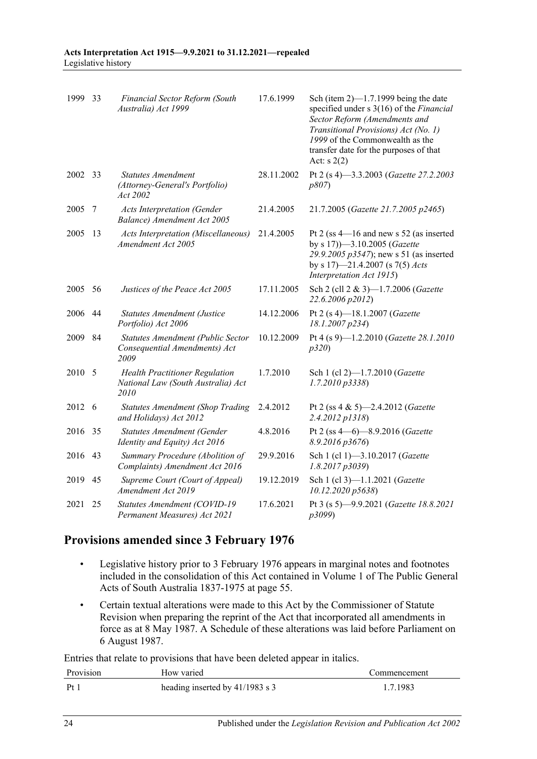| | | | | |
|---|---|---|---|---|
| 1999 | 33 | *Financial Sector Reform (South Australia) Act 1999* | 17.6.1999 | Sch (item 2)—1.7.1999 being the date specified under s 3(16) of the *Financial Sector Reform (Amendments and Transitional Provisions) Act (No. 1) 1999* of the Commonwealth as the transfer date for the purposes of that Act: s 2(2) |
| 2002 | 33 | *Statutes Amendment (Attorney-General's Portfolio) Act 2002* | 28.11.2002 | Pt 2 (s 4)—3.3.2003 (*Gazette 27.2.2003 p807*) |
| 2005 | 7 | *Acts Interpretation (Gender Balance) Amendment Act 2005* | 21.4.2005 | 21.7.2005 (*Gazette 21.7.2005 p2465*) |
| 2005 | 13 | *Acts Interpretation (Miscellaneous) Amendment Act 2005* | 21.4.2005 | Pt 2 (ss 4—16 and new s 52 (as inserted by s 17))—3.10.2005 (*Gazette 29.9.2005 p3547*); new s 51 (as inserted by s 17)—21.4.2007 (s 7(5) *Acts Interpretation Act 1915*) |
| 2005 | 56 | *Justices of the Peace Act 2005* | 17.11.2005 | Sch 2 (cll 2 & 3)—1.7.2006 (*Gazette 22.6.2006 p2012*) |
| 2006 | 44 | *Statutes Amendment (Justice Portfolio) Act 2006* | 14.12.2006 | Pt 2 (s 4)—18.1.2007 (*Gazette 18.1.2007 p234*) |
| 2009 | 84 | *Statutes Amendment (Public Sector Consequential Amendments) Act 2009* | 10.12.2009 | Pt 4 (s 9)—1.2.2010 (*Gazette 28.1.2010 p320*) |
| 2010 | 5 | *Health Practitioner Regulation National Law (South Australia) Act 2010* | 1.7.2010 | Sch 1 (cl 2)—1.7.2010 (*Gazette 1.7.2010 p3338*) |
| 2012 | 6 | *Statutes Amendment (Shop Trading and Holidays) Act 2012* | 2.4.2012 | Pt 2 (ss 4 & 5)—2.4.2012 (*Gazette 2.4.2012 p1318*) |
| 2016 | 35 | *Statutes Amendment (Gender Identity and Equity) Act 2016* | 4.8.2016 | Pt 2 (ss 4—6)—8.9.2016 (*Gazette 8.9.2016 p3676*) |
| 2016 | 43 | *Summary Procedure (Abolition of Complaints) Amendment Act 2016* | 29.9.2016 | Sch 1 (cl 1)—3.10.2017 (*Gazette 1.8.2017 p3039*) |
| 2019 | 45 | *Supreme Court (Court of Appeal) Amendment Act 2019* | 19.12.2019 | Sch 1 (cl 3)—1.1.2021 (*Gazette 10.12.2020 p5638*) |
| 2021 | 25 | *Statutes Amendment (COVID-19 Permanent Measures) Act 2021* | 17.6.2021 | Pt 3 (s 5)—9.9.2021 (*Gazette 18.8.2021 p3099*) |

## Provisions amended since 3 February 1976

- Legislative history prior to 3 February 1976 appears in marginal notes and footnotes included in the consolidation of this Act contained in Volume 1 of The Public General Acts of South Australia 1837-1975 at page 55.
- Certain textual alterations were made to this Act by the Commissioner of Statute Revision when preparing the reprint of the Act that incorporated all amendments in force as at 8 May 1987. A Schedule of these alterations was laid before Parliament on 6 August 1987.

Entries that relate to provisions that have been deleted appear in italics.

| Provision | How varied | Commencement |
|---|---|---|
| Pt 1 | heading inserted by 41/1983 s 3 | 1.7.1983 |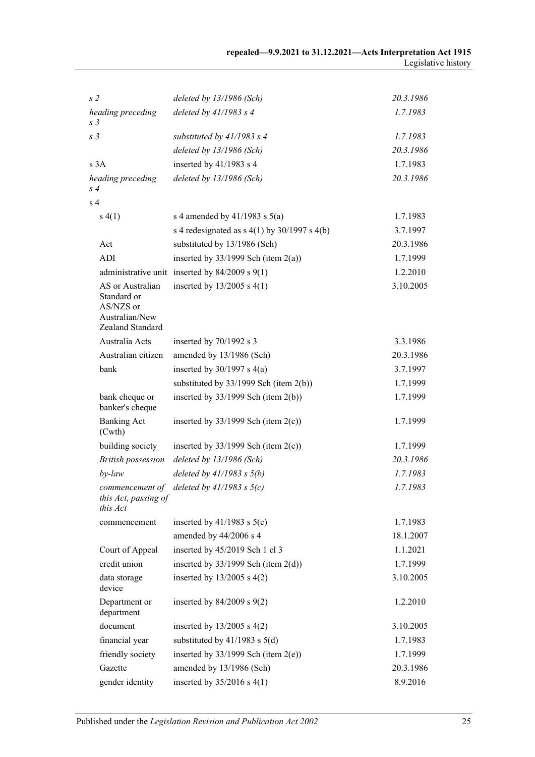| | | |
|---|---|---|
| *s 2* | *deleted by 13/1986 (Sch)* | *20.3.1986* |
| *heading preceding s 3* | *deleted by 41/1983 s 4* | *1.7.1983* |
| *s 3* | *substituted by 41/1983 s 4* | *1.7.1983* |
| | *deleted by 13/1986 (Sch)* | *20.3.1986* |
| s 3A | inserted by 41/1983 s 4 | 1.7.1983 |
| *heading preceding s 4* | *deleted by 13/1986 (Sch)* | *20.3.1986* |
| s 4 | | |
| s 4(1) | s 4 amended by 41/1983 s 5(a) | 1.7.1983 |
| | s 4 redesignated as s 4(1) by 30/1997 s 4(b) | 3.7.1997 |
| Act | substituted by 13/1986 (Sch) | 20.3.1986 |
| ADI | inserted by 33/1999 Sch (item 2(a)) | 1.7.1999 |
| administrative unit | inserted by 84/2009 s 9(1) | 1.2.2010 |
| AS or Australian Standard or AS/NZS or Australian/New Zealand Standard | inserted by 13/2005 s 4(1) | 3.10.2005 |
| Australia Acts | inserted by 70/1992 s 3 | 3.3.1986 |
| Australian citizen | amended by 13/1986 (Sch) | 20.3.1986 |
| bank | inserted by 30/1997 s 4(a) | 3.7.1997 |
| | substituted by 33/1999 Sch (item 2(b)) | 1.7.1999 |
| bank cheque or banker's cheque | inserted by 33/1999 Sch (item 2(b)) | 1.7.1999 |
| Banking Act (Cwth) | inserted by 33/1999 Sch (item 2(c)) | 1.7.1999 |
| building society | inserted by 33/1999 Sch (item 2(c)) | 1.7.1999 |
| *British possession* | *deleted by 13/1986 (Sch)* | *20.3.1986* |
| *by-law* | *deleted by 41/1983 s 5(b)* | *1.7.1983* |
| *commencement of this Act, passing of this Act* | *deleted by 41/1983 s 5(c)* | *1.7.1983* |
| commencement | inserted by 41/1983 s 5(c) | 1.7.1983 |
| | amended by 44/2006 s 4 | 18.1.2007 |
| Court of Appeal | inserted by 45/2019 Sch 1 cl 3 | 1.1.2021 |
| credit union | inserted by 33/1999 Sch (item 2(d)) | 1.7.1999 |
| data storage device | inserted by 13/2005 s 4(2) | 3.10.2005 |
| Department or department | inserted by 84/2009 s 9(2) | 1.2.2010 |
| document | inserted by 13/2005 s 4(2) | 3.10.2005 |
| financial year | substituted by 41/1983 s 5(d) | 1.7.1983 |
| friendly society | inserted by 33/1999 Sch (item 2(e)) | 1.7.1999 |
| Gazette | amended by 13/1986 (Sch) | 20.3.1986 |
| gender identity | inserted by 35/2016 s 4(1) | 8.9.2016 |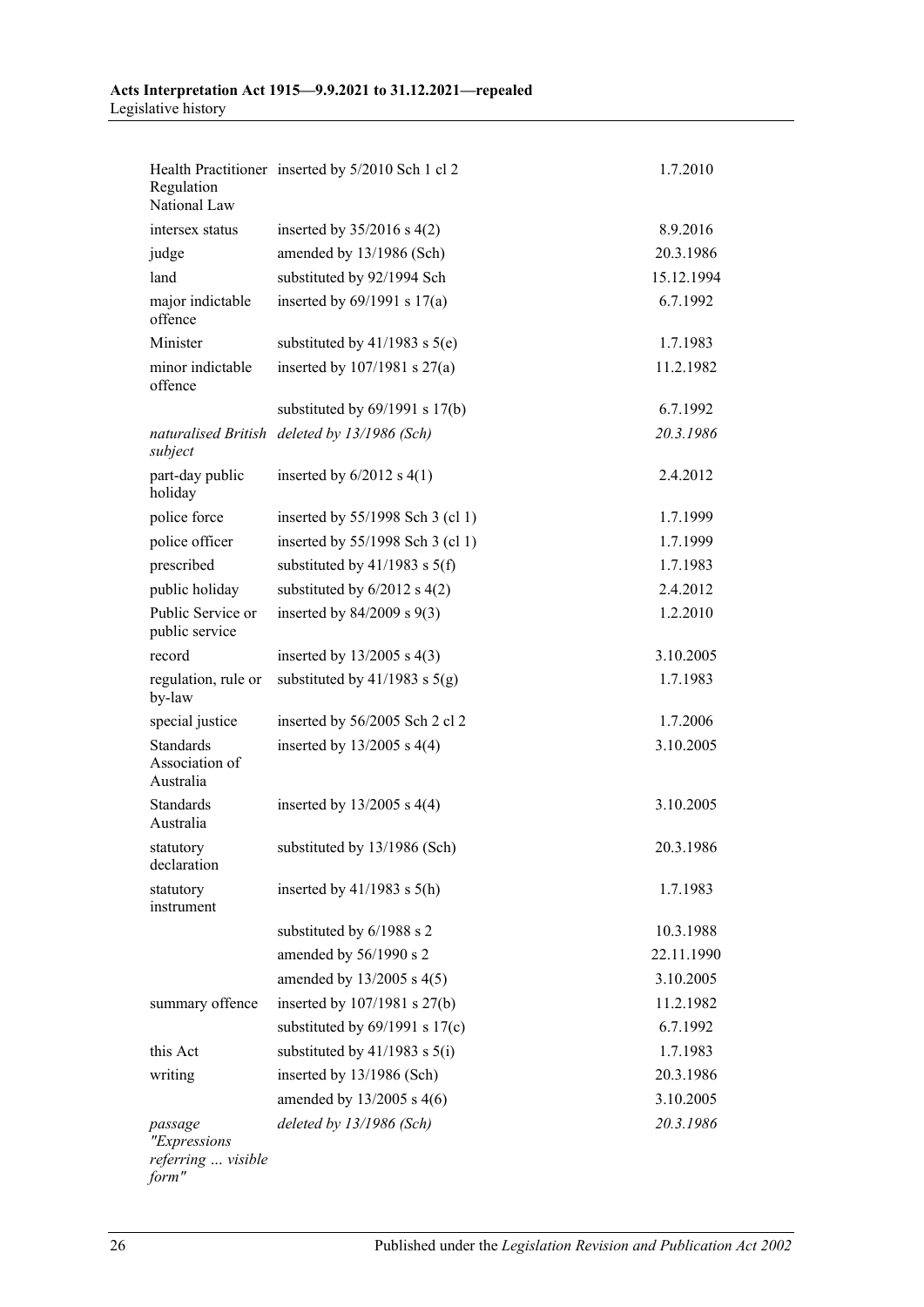| | | |
|---|---|---|
| Health Practitioner Regulation National Law | inserted by 5/2010 Sch 1 cl 2 | 1.7.2010 |
| intersex status | inserted by 35/2016 s 4(2) | 8.9.2016 |
| judge | amended by 13/1986 (Sch) | 20.3.1986 |
| land | substituted by 92/1994 Sch | 15.12.1994 |
| major indictable offence | inserted by 69/1991 s 17(a) | 6.7.1992 |
| Minister | substituted by 41/1983 s 5(e) | 1.7.1983 |
| minor indictable offence | inserted by 107/1981 s 27(a) | 11.2.1982 |
| | substituted by 69/1991 s 17(b) | 6.7.1992 |
| *naturalised British subject* | *deleted by 13/1986 (Sch)* | *20.3.1986* |
| part-day public holiday | inserted by 6/2012 s 4(1) | 2.4.2012 |
| police force | inserted by 55/1998 Sch 3 (cl 1) | 1.7.1999 |
| police officer | inserted by 55/1998 Sch 3 (cl 1) | 1.7.1999 |
| prescribed | substituted by 41/1983 s 5(f) | 1.7.1983 |
| public holiday | substituted by 6/2012 s 4(2) | 2.4.2012 |
| Public Service or public service | inserted by 84/2009 s 9(3) | 1.2.2010 |
| record | inserted by 13/2005 s 4(3) | 3.10.2005 |
| regulation, rule or by-law | substituted by 41/1983 s 5(g) | 1.7.1983 |
| special justice | inserted by 56/2005 Sch 2 cl 2 | 1.7.2006 |
| Standards Association of Australia | inserted by 13/2005 s 4(4) | 3.10.2005 |
| Standards Australia | inserted by 13/2005 s 4(4) | 3.10.2005 |
| statutory declaration | substituted by 13/1986 (Sch) | 20.3.1986 |
| statutory instrument | inserted by 41/1983 s 5(h) | 1.7.1983 |
| | substituted by 6/1988 s 2 | 10.3.1988 |
| | amended by 56/1990 s 2 | 22.11.1990 |
| | amended by 13/2005 s 4(5) | 3.10.2005 |
| summary offence | inserted by 107/1981 s 27(b) | 11.2.1982 |
| | substituted by 69/1991 s 17(c) | 6.7.1992 |
| this Act | substituted by 41/1983 s 5(i) | 1.7.1983 |
| writing | inserted by 13/1986 (Sch) | 20.3.1986 |
| | amended by 13/2005 s 4(6) | 3.10.2005 |
| *passage "Expressions referring ... visible form"* | *deleted by 13/1986 (Sch)* | *20.3.1986* |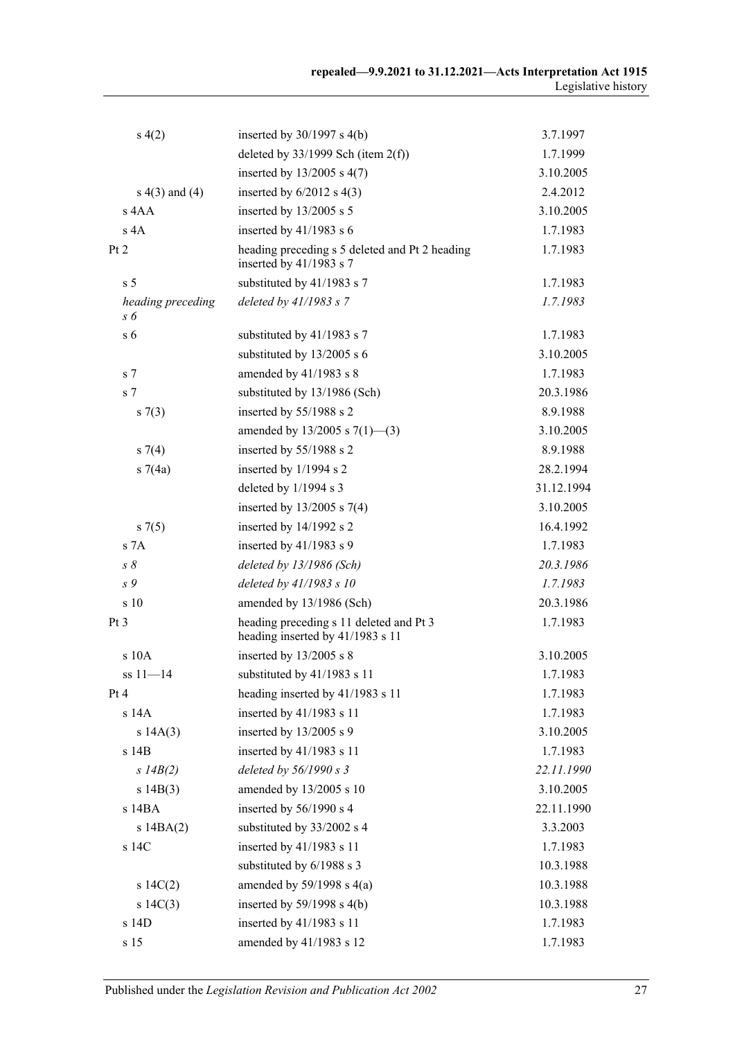| | | |
|---|---|---|
| s 4(2) | inserted by 30/1997 s 4(b) | 3.7.1997 |
| | deleted by 33/1999 Sch (item 2(f)) | 1.7.1999 |
| | inserted by 13/2005 s 4(7) | 3.10.2005 |
| s 4(3) and (4) | inserted by 6/2012 s 4(3) | 2.4.2012 |
| s 4AA | inserted by 13/2005 s 5 | 3.10.2005 |
| s 4A | inserted by 41/1983 s 6 | 1.7.1983 |
| Pt 2 | heading preceding s 5 deleted and Pt 2 heading inserted by 41/1983 s 7 | 1.7.1983 |
| s 5 | substituted by 41/1983 s 7 | 1.7.1983 |
| *heading preceding s 6* | *deleted by 41/1983 s 7* | *1.7.1983* |
| s 6 | substituted by 41/1983 s 7 | 1.7.1983 |
| | substituted by 13/2005 s 6 | 3.10.2005 |
| s 7 | amended by 41/1983 s 8 | 1.7.1983 |
| s 7 | substituted by 13/1986 (Sch) | 20.3.1986 |
| s 7(3) | inserted by 55/1988 s 2 | 8.9.1988 |
| | amended by 13/2005 s 7(1)—(3) | 3.10.2005 |
| s 7(4) | inserted by 55/1988 s 2 | 8.9.1988 |
| s 7(4a) | inserted by 1/1994 s 2 | 28.2.1994 |
| | deleted by 1/1994 s 3 | 31.12.1994 |
| | inserted by 13/2005 s 7(4) | 3.10.2005 |
| s 7(5) | inserted by 14/1992 s 2 | 16.4.1992 |
| s 7A | inserted by 41/1983 s 9 | 1.7.1983 |
| *s 8* | *deleted by 13/1986 (Sch)* | *20.3.1986* |
| *s 9* | *deleted by 41/1983 s 10* | *1.7.1983* |
| s 10 | amended by 13/1986 (Sch) | 20.3.1986 |
| Pt 3 | heading preceding s 11 deleted and Pt 3 heading inserted by 41/1983 s 11 | 1.7.1983 |
| s 10A | inserted by 13/2005 s 8 | 3.10.2005 |
| ss 11—14 | substituted by 41/1983 s 11 | 1.7.1983 |
| Pt 4 | heading inserted by 41/1983 s 11 | 1.7.1983 |
| s 14A | inserted by 41/1983 s 11 | 1.7.1983 |
| s 14A(3) | inserted by 13/2005 s 9 | 3.10.2005 |
| s 14B | inserted by 41/1983 s 11 | 1.7.1983 |
| *s 14B(2)* | *deleted by 56/1990 s 3* | *22.11.1990* |
| s 14B(3) | amended by 13/2005 s 10 | 3.10.2005 |
| s 14BA | inserted by 56/1990 s 4 | 22.11.1990 |
| s 14BA(2) | substituted by 33/2002 s 4 | 3.3.2003 |
| s 14C | inserted by 41/1983 s 11 | 1.7.1983 |
| | substituted by 6/1988 s 3 | 10.3.1988 |
| s 14C(2) | amended by 59/1998 s 4(a) | 10.3.1988 |
| s 14C(3) | inserted by 59/1998 s 4(b) | 10.3.1988 |
| s 14D | inserted by 41/1983 s 11 | 1.7.1983 |
| s 15 | amended by 41/1983 s 12 | 1.7.1983 |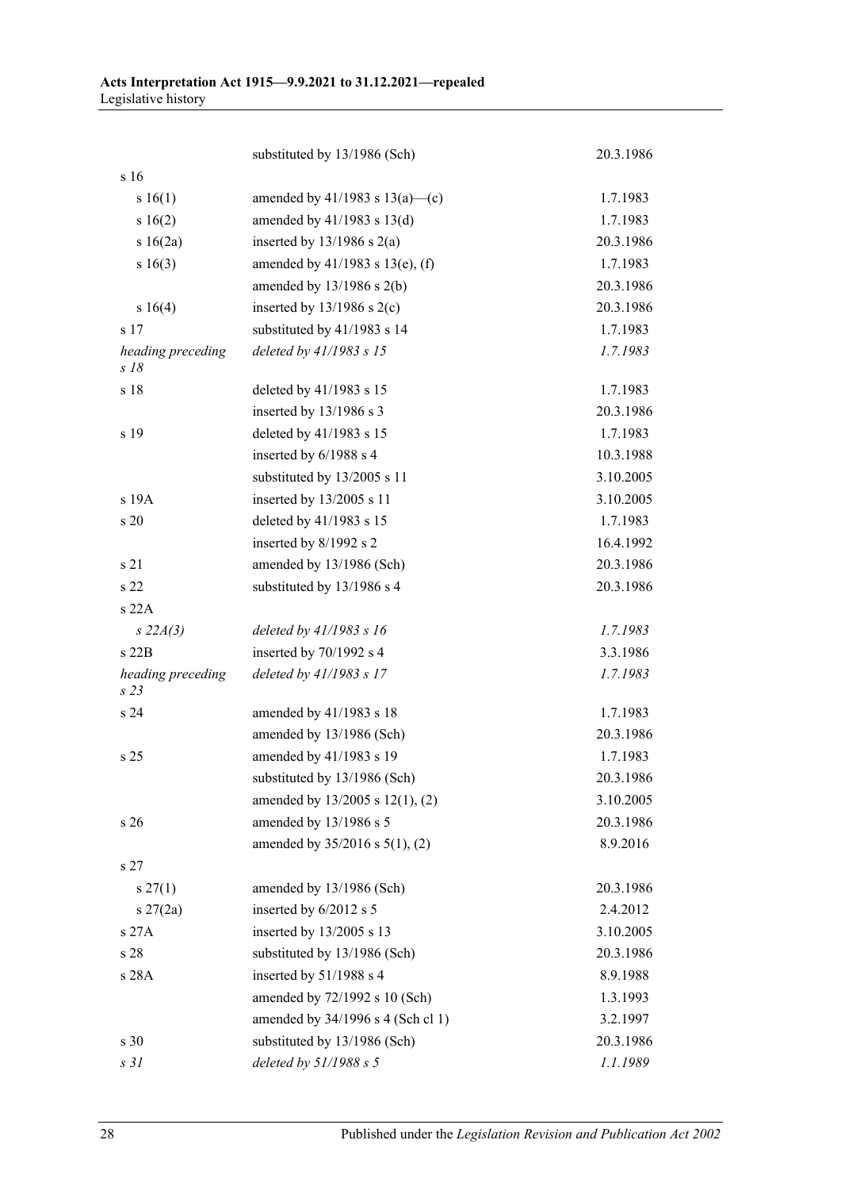| | | |
|---|---|---|
| | substituted by 13/1986 (Sch) | 20.3.1986 |
| s 16 | | |
| s 16(1) | amended by 41/1983 s 13(a)—(c) | 1.7.1983 |
| s 16(2) | amended by 41/1983 s 13(d) | 1.7.1983 |
| s 16(2a) | inserted by 13/1986 s 2(a) | 20.3.1986 |
| s 16(3) | amended by 41/1983 s 13(e), (f) | 1.7.1983 |
| | amended by 13/1986 s 2(b) | 20.3.1986 |
| s 16(4) | inserted by 13/1986 s 2(c) | 20.3.1986 |
| s 17 | substituted by 41/1983 s 14 | 1.7.1983 |
| *heading preceding s 18* | *deleted by 41/1983 s 15* | *1.7.1983* |
| s 18 | deleted by 41/1983 s 15 | 1.7.1983 |
| | inserted by 13/1986 s 3 | 20.3.1986 |
| s 19 | deleted by 41/1983 s 15 | 1.7.1983 |
| | inserted by 6/1988 s 4 | 10.3.1988 |
| | substituted by 13/2005 s 11 | 3.10.2005 |
| s 19A | inserted by 13/2005 s 11 | 3.10.2005 |
| s 20 | deleted by 41/1983 s 15 | 1.7.1983 |
| | inserted by 8/1992 s 2 | 16.4.1992 |
| s 21 | amended by 13/1986 (Sch) | 20.3.1986 |
| s 22 | substituted by 13/1986 s 4 | 20.3.1986 |
| s 22A | | |
| *s 22A(3)* | *deleted by 41/1983 s 16* | *1.7.1983* |
| s 22B | inserted by 70/1992 s 4 | 3.3.1986 |
| *heading preceding s 23* | *deleted by 41/1983 s 17* | *1.7.1983* |
| s 24 | amended by 41/1983 s 18 | 1.7.1983 |
| | amended by 13/1986 (Sch) | 20.3.1986 |
| s 25 | amended by 41/1983 s 19 | 1.7.1983 |
| | substituted by 13/1986 (Sch) | 20.3.1986 |
| | amended by 13/2005 s 12(1), (2) | 3.10.2005 |
| s 26 | amended by 13/1986 s 5 | 20.3.1986 |
| | amended by 35/2016 s 5(1), (2) | 8.9.2016 |
| s 27 | | |
| s 27(1) | amended by 13/1986 (Sch) | 20.3.1986 |
| s 27(2a) | inserted by 6/2012 s 5 | 2.4.2012 |
| s 27A | inserted by 13/2005 s 13 | 3.10.2005 |
| s 28 | substituted by 13/1986 (Sch) | 20.3.1986 |
| s 28A | inserted by 51/1988 s 4 | 8.9.1988 |
| | amended by 72/1992 s 10 (Sch) | 1.3.1993 |
| | amended by 34/1996 s 4 (Sch cl 1) | 3.2.1997 |
| s 30 | substituted by 13/1986 (Sch) | 20.3.1986 |
| *s 31* | *deleted by 51/1988 s 5* | *1.1.1989* |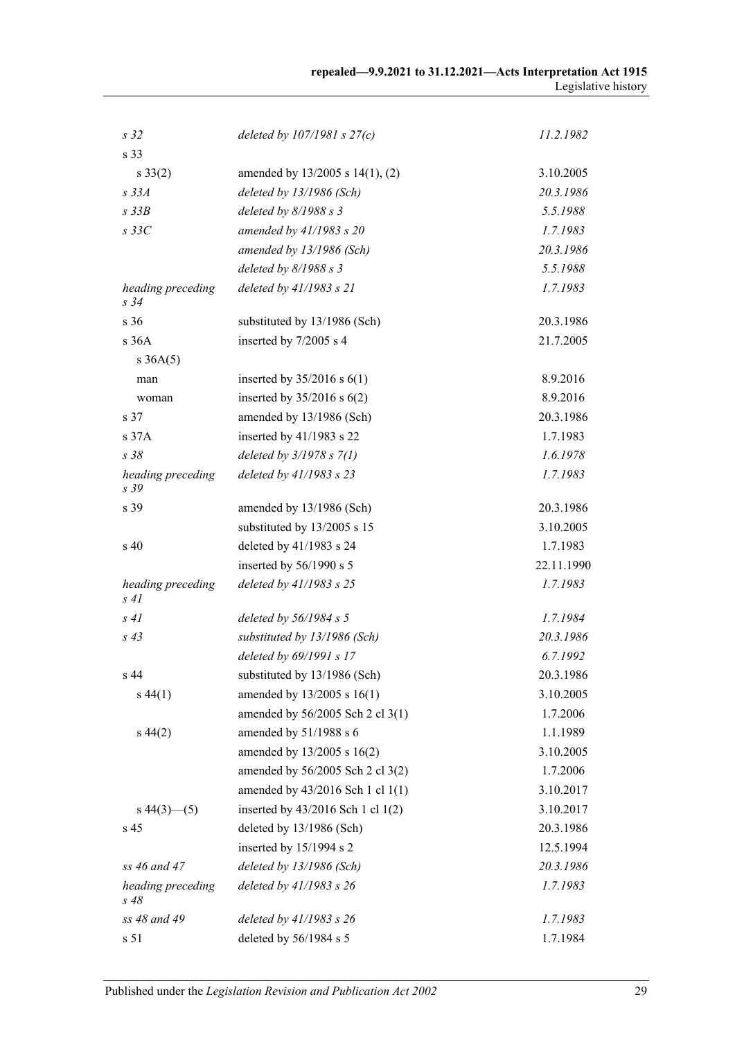| | | |
|---|---|---|
| *s 32* | *deleted by 107/1981 s 27(c)* | *11.2.1982* |
| s 33 | | |
| s 33(2) | amended by 13/2005 s 14(1), (2) | 3.10.2005 |
| *s 33A* | *deleted by 13/1986 (Sch)* | *20.3.1986* |
| *s 33B* | *deleted by 8/1988 s 3* | *5.5.1988* |
| *s 33C* | *amended by 41/1983 s 20* | *1.7.1983* |
| | *amended by 13/1986 (Sch)* | *20.3.1986* |
| | *deleted by 8/1988 s 3* | *5.5.1988* |
| *heading preceding s 34* | *deleted by 41/1983 s 21* | *1.7.1983* |
| s 36 | substituted by 13/1986 (Sch) | 20.3.1986 |
| s 36A | inserted by 7/2005 s 4 | 21.7.2005 |
| s 36A(5) | | |
| man | inserted by 35/2016 s 6(1) | 8.9.2016 |
| woman | inserted by 35/2016 s 6(2) | 8.9.2016 |
| s 37 | amended by 13/1986 (Sch) | 20.3.1986 |
| s 37A | inserted by 41/1983 s 22 | 1.7.1983 |
| *s 38* | *deleted by 3/1978 s 7(1)* | *1.6.1978* |
| *heading preceding s 39* | *deleted by 41/1983 s 23* | *1.7.1983* |
| s 39 | amended by 13/1986 (Sch) | 20.3.1986 |
| | substituted by 13/2005 s 15 | 3.10.2005 |
| s 40 | deleted by 41/1983 s 24 | 1.7.1983 |
| | inserted by 56/1990 s 5 | 22.11.1990 |
| *heading preceding s 41* | *deleted by 41/1983 s 25* | *1.7.1983* |
| *s 41* | *deleted by 56/1984 s 5* | *1.7.1984* |
| *s 43* | *substituted by 13/1986 (Sch)* | *20.3.1986* |
| | *deleted by 69/1991 s 17* | *6.7.1992* |
| s 44 | substituted by 13/1986 (Sch) | 20.3.1986 |
| s 44(1) | amended by 13/2005 s 16(1) | 3.10.2005 |
| | amended by 56/2005 Sch 2 cl 3(1) | 1.7.2006 |
| s 44(2) | amended by 51/1988 s 6 | 1.1.1989 |
| | amended by 13/2005 s 16(2) | 3.10.2005 |
| | amended by 56/2005 Sch 2 cl 3(2) | 1.7.2006 |
| | amended by 43/2016 Sch 1 cl 1(1) | 3.10.2017 |
| s 44(3)—(5) | inserted by 43/2016 Sch 1 cl 1(2) | 3.10.2017 |
| s 45 | deleted by 13/1986 (Sch) | 20.3.1986 |
| | inserted by 15/1994 s 2 | 12.5.1994 |
| *ss 46 and 47* | *deleted by 13/1986 (Sch)* | *20.3.1986* |
| *heading preceding s 48* | *deleted by 41/1983 s 26* | *1.7.1983* |
| *ss 48 and 49* | *deleted by 41/1983 s 26* | *1.7.1983* |
| s 51 | deleted by 56/1984 s 5 | 1.7.1984 |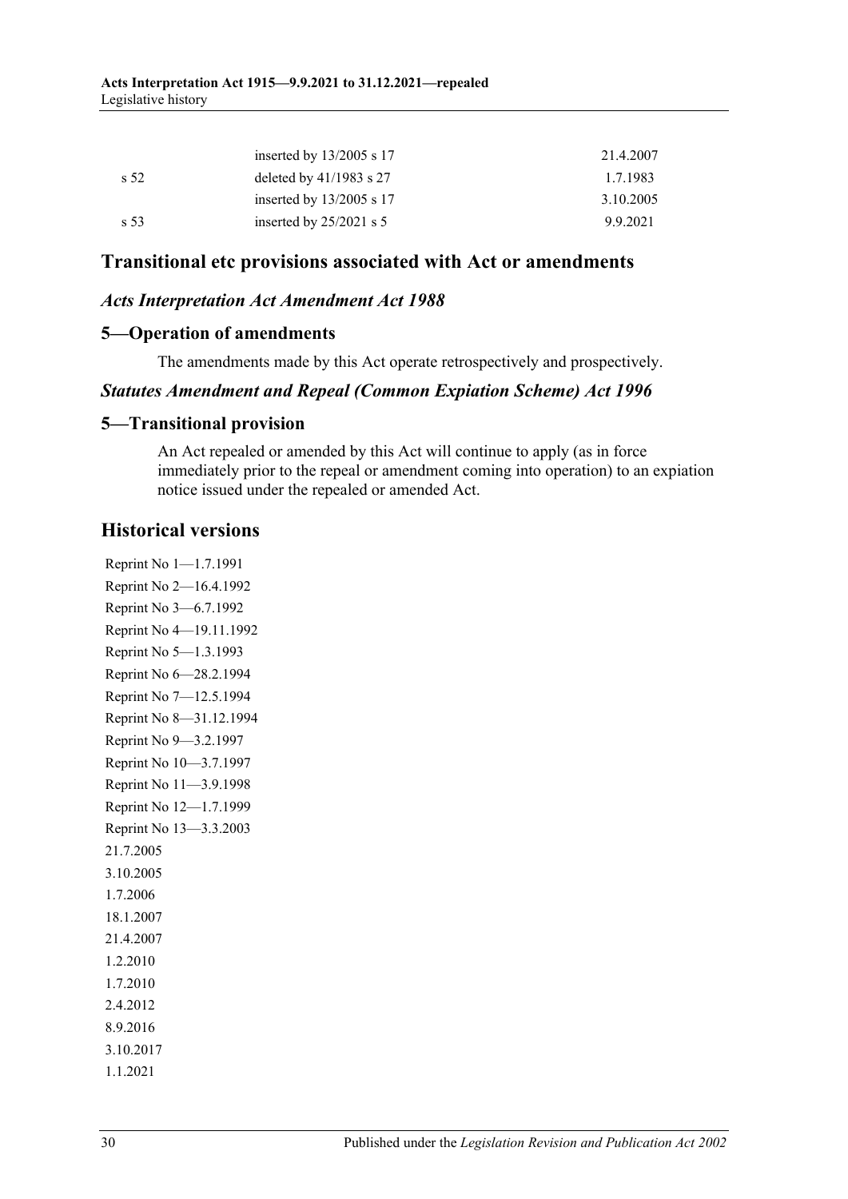| | | |
|---|---|---|
| | inserted by 13/2005 s 17 | 21.4.2007 |
| s 52 | deleted by 41/1983 s 27 | 1.7.1983 |
| | inserted by 13/2005 s 17 | 3.10.2005 |
| s 53 | inserted by 25/2021 s 5 | 9.9.2021 |

## Transitional etc provisions associated with Act or amendments

### *Acts Interpretation Act Amendment Act 1988*

### 5—Operation of amendments

The amendments made by this Act operate retrospectively and prospectively.

### *Statutes Amendment and Repeal (Common Expiation Scheme) Act 1996*

### 5—Transitional provision

An Act repealed or amended by this Act will continue to apply (as in force immediately prior to the repeal or amendment coming into operation) to an expiation notice issued under the repealed or amended Act.

## Historical versions

Reprint No 1—1.7.1991
Reprint No 2—16.4.1992
Reprint No 3—6.7.1992
Reprint No 4—19.11.1992
Reprint No 5—1.3.1993
Reprint No 6—28.2.1994
Reprint No 7—12.5.1994
Reprint No 8—31.12.1994
Reprint No 9—3.2.1997
Reprint No 10—3.7.1997
Reprint No 11—3.9.1998
Reprint No 12—1.7.1999
Reprint No 13—3.3.2003
21.7.2005
3.10.2005
1.7.2006
18.1.2007
21.4.2007
1.2.2010
1.7.2010
2.4.2012
8.9.2016
3.10.2017
1.1.2021